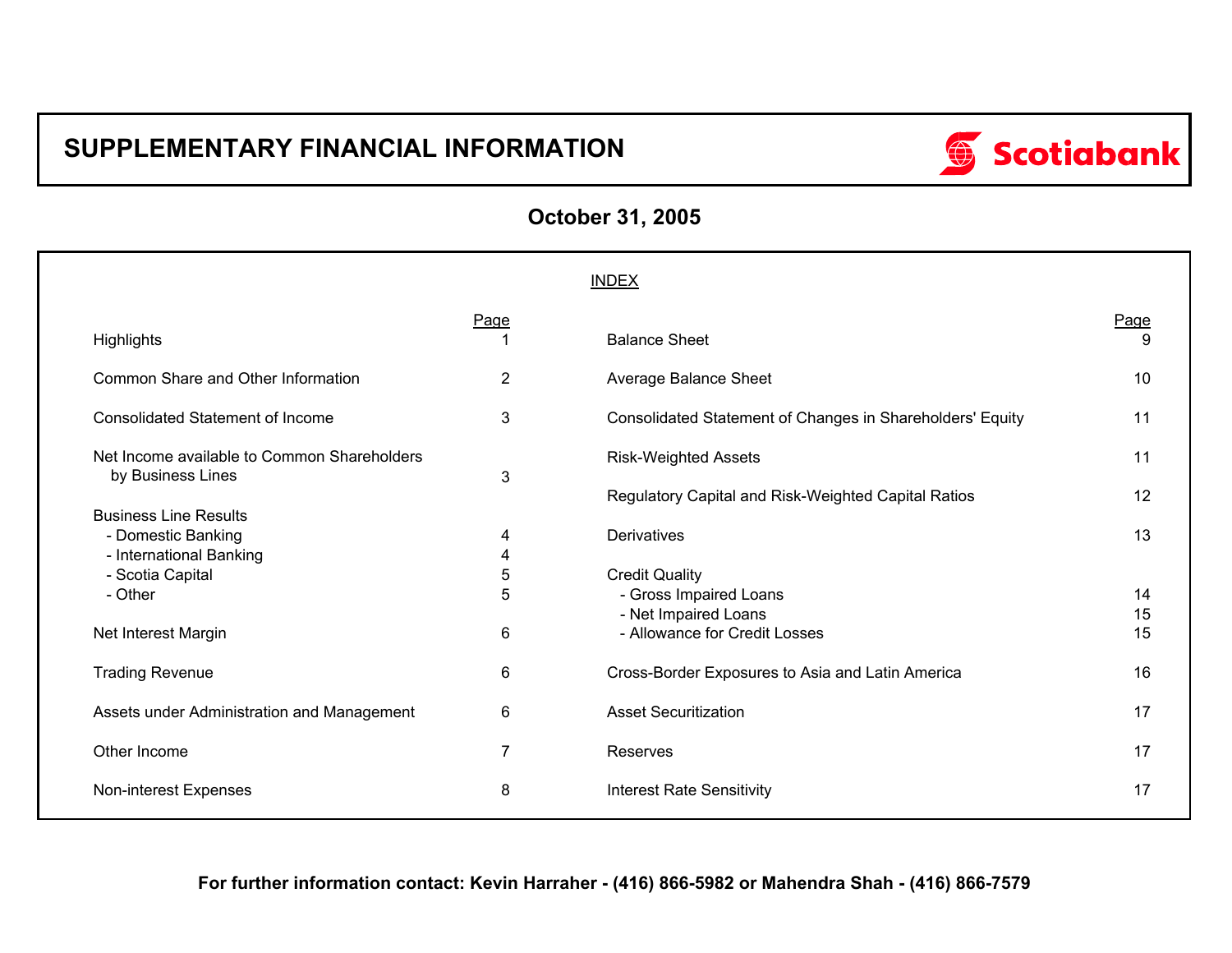# SUPPLEMENTARY FINANCIAL INFORMATION

Scotiabank

## October 31, 2025

INDEX

| | Page | | Page |
|---|---|---|---|
| Highlights | 1 | Balance Sheet | 9 |
| Common Share and Other Information | 2 | Average Balance Sheet | 10 |
| Consolidated Statement of Income | 3 | Consolidated Statement of Changes in Shareholders' Equity | 11 |
| Net Income available to Common Shareholders by Business Lines | 3 | Risk-Weighted Assets | 11 |
| | | Regulatory Capital and Risk-Weighted Capital Ratios | 12 |
| Business Line Results | | Derivatives | 13 |
| - Domestic Banking | 4 | | |
| - International Banking | 4 | Credit Quality | |
| - Scotia Capital | 5 | - Gross Impaired Loans | 14 |
| - Other | 5 | - Net Impaired Loans | 15 |
| Net Interest Margin | 6 | - Allowance for Credit Losses | 15 |
| Trading Revenue | 6 | Cross-Border Exposures to Asia and Latin America | 16 |
| Assets under Administration and Management | 6 | Asset Securitization | 17 |
| Other Income | 7 | Reserves | 17 |
| Non-interest Expenses | 8 | Interest Rate Sensitivity | 17 |

**For further information contact: Kevin Harraher - (416) 866-5982 or Mahendra Shah - (416) 866-7579**

# SUPPLEMENTARY FINANCIAL INFORMATION

Scotiabank

## October 31, 2005

INDEX

| | Page | | Page |
|---|---|---|---|
| Highlights | 1 | Balance Sheet | 9 |
| Common Share and Other Information | 2 | Average Balance Sheet | 10 |
| Consolidated Statement of Income | 3 | Consolidated Statement of Changes in Shareholders' Equity | 11 |
| Net Income available to Common Shareholders by Business Lines | 3 | Risk-Weighted Assets | 11 |
| | | Regulatory Capital and Risk-Weighted Capital Ratios | 12 |
| Business Line Results | | Derivatives | 13 |
| - Domestic Banking | 4 | | |
| - International Banking | 4 | Credit Quality | |
| - Scotia Capital | 5 | - Gross Impaired Loans | 14 |
| - Other | 5 | - Net Impaired Loans | 15 |
| Net Interest Margin | 6 | - Allowance for Credit Losses | 15 |
| Trading Revenue | 6 | Cross-Border Exposures to Asia and Latin America | 16 |
| Assets under Administration and Management | 6 | Asset Securitization | 17 |
| Other Income | 7 | Reserves | 17 |
| Non-interest Expenses | 8 | Interest Rate Sensitivity | 17 |

**For further information contact: Kevin Harraher - (416) 866-5982 or Mahendra Shah - (416) 866-7579**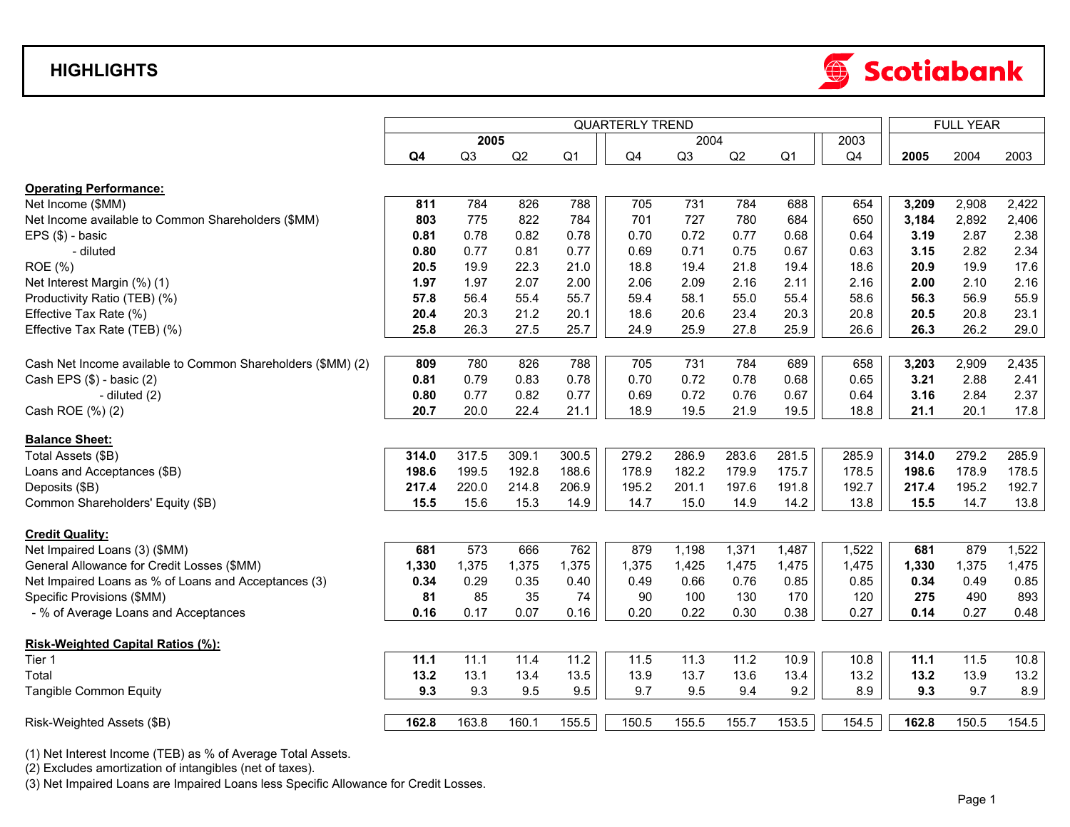# HIGHLIGHTS

Scotiabank

| | QUARTERLY TREND | | | | | | | | | FULL YEAR | | |
|---|---|---|---|---|---|---|---|---|---|---|---|---|
| | **2005** | | | | 2004 | | | | 2003 | | | |
| | **Q4** | Q3 | Q2 | Q1 | Q4 | Q3 | Q2 | Q1 | Q4 | **2005** | 2004 | 2003 |
| **Operating Performance:** | | | | | | | | | | | | |
| Net Income ($MM) | **811** | 784 | 826 | 788 | 705 | 731 | 784 | 688 | 654 | **3,209** | 2,908 | 2,422 |
| Net Income available to Common Shareholders ($MM) | **803** | 775 | 822 | 784 | 701 | 727 | 780 | 684 | 650 | **3,184** | 2,892 | 2,406 |
| EPS ($) - basic | **0.81** | 0.78 | 0.82 | 0.78 | 0.70 | 0.72 | 0.77 | 0.68 | 0.64 | **3.19** | 2.87 | 2.38 |
| - diluted | **0.80** | 0.77 | 0.81 | 0.77 | 0.69 | 0.71 | 0.75 | 0.67 | 0.63 | **3.15** | 2.82 | 2.34 |
| ROE (%) | **20.5** | 19.9 | 22.3 | 21.0 | 18.8 | 19.4 | 21.8 | 19.4 | 18.6 | **20.9** | 19.9 | 17.6 |
| Net Interest Margin (%) (1) | **1.97** | 1.97 | 2.07 | 2.00 | 2.06 | 2.09 | 2.16 | 2.11 | 2.16 | **2.00** | 2.10 | 2.16 |
| Productivity Ratio (TEB) (%) | **57.8** | 56.4 | 55.4 | 55.7 | 59.4 | 58.1 | 55.0 | 55.4 | 58.6 | **56.3** | 56.9 | 55.9 |
| Effective Tax Rate (%) | **20.4** | 20.3 | 21.2 | 20.1 | 18.6 | 20.6 | 23.4 | 20.3 | 20.8 | **20.5** | 20.8 | 23.1 |
| Effective Tax Rate (TEB) (%) | **25.8** | 26.3 | 27.5 | 25.7 | 24.9 | 25.9 | 27.8 | 25.9 | 26.6 | **26.3** | 26.2 | 29.0 |
| Cash Net Income available to Common Shareholders ($MM) (2) | **809** | 780 | 826 | 788 | 705 | 731 | 784 | 689 | 658 | **3,203** | 2,909 | 2,435 |
| Cash EPS ($) - basic (2) | **0.81** | 0.79 | 0.83 | 0.78 | 0.70 | 0.72 | 0.78 | 0.68 | 0.65 | **3.21** | 2.88 | 2.41 |
| - diluted (2) | **0.80** | 0.77 | 0.82 | 0.77 | 0.69 | 0.72 | 0.76 | 0.67 | 0.64 | **3.16** | 2.84 | 2.37 |
| Cash ROE (%) (2) | **20.7** | 20.0 | 22.4 | 21.1 | 18.9 | 19.5 | 21.9 | 19.5 | 18.8 | **21.1** | 20.1 | 17.8 |
| **Balance Sheet:** | | | | | | | | | | | | |
| Total Assets ($B) | **314.0** | 317.5 | 309.1 | 300.5 | 279.2 | 286.9 | 283.6 | 281.5 | 285.9 | **314.0** | 279.2 | 285.9 |
| Loans and Acceptances ($B) | **198.6** | 199.5 | 192.8 | 188.6 | 178.9 | 182.2 | 179.9 | 175.7 | 178.5 | **198.6** | 178.9 | 178.5 |
| Deposits ($B) | **217.4** | 220.0 | 214.8 | 206.9 | 195.2 | 201.1 | 197.6 | 191.8 | 192.7 | **217.4** | 195.2 | 192.7 |
| Common Shareholders' Equity ($B) | **15.5** | 15.6 | 15.3 | 14.9 | 14.7 | 15.0 | 14.9 | 14.2 | 13.8 | **15.5** | 14.7 | 13.8 |
| **Credit Quality:** | | | | | | | | | | | | |
| Net Impaired Loans (3) ($MM) | **681** | 573 | 666 | 762 | 879 | 1,198 | 1,371 | 1,487 | 1,522 | **681** | 879 | 1,522 |
| General Allowance for Credit Losses ($MM) | **1,330** | 1,375 | 1,375 | 1,375 | 1,375 | 1,425 | 1,475 | 1,475 | 1,475 | **1,330** | 1,375 | 1,475 |
| Net Impaired Loans as % of Loans and Acceptances (3) | **0.34** | 0.29 | 0.35 | 0.40 | 0.49 | 0.66 | 0.76 | 0.85 | 0.85 | **0.34** | 0.49 | 0.85 |
| Specific Provisions ($MM) | **81** | 85 | 35 | 74 | 90 | 100 | 130 | 170 | 120 | **275** | 490 | 893 |
| - % of Average Loans and Acceptances | **0.16** | 0.17 | 0.07 | 0.16 | 0.20 | 0.22 | 0.30 | 0.38 | 0.27 | **0.14** | 0.27 | 0.48 |
| **Risk-Weighted Capital Ratios (%):** | | | | | | | | | | | | |
| Tier 1 | **11.1** | 11.1 | 11.4 | 11.2 | 11.5 | 11.3 | 11.2 | 10.9 | 10.8 | **11.1** | 11.5 | 10.8 |
| Total | **13.2** | 13.1 | 13.4 | 13.5 | 13.9 | 13.7 | 13.6 | 13.4 | 13.2 | **13.2** | 13.9 | 13.2 |
| Tangible Common Equity | **9.3** | 9.3 | 9.5 | 9.5 | 9.7 | 9.5 | 9.4 | 9.2 | 8.9 | **9.3** | 9.7 | 8.9 |
| Risk-Weighted Assets ($B) | **162.8** | 163.8 | 160.1 | 155.5 | 150.5 | 155.5 | 155.7 | 153.5 | 154.5 | **162.8** | 150.5 | 154.5 |

(1) Net Interest Income (TEB) as % of Average Total Assets.
(2) Excludes amortization of intangibles (net of taxes).
(3) Net Impaired Loans are Impaired Loans less Specific Allowance for Credit Losses.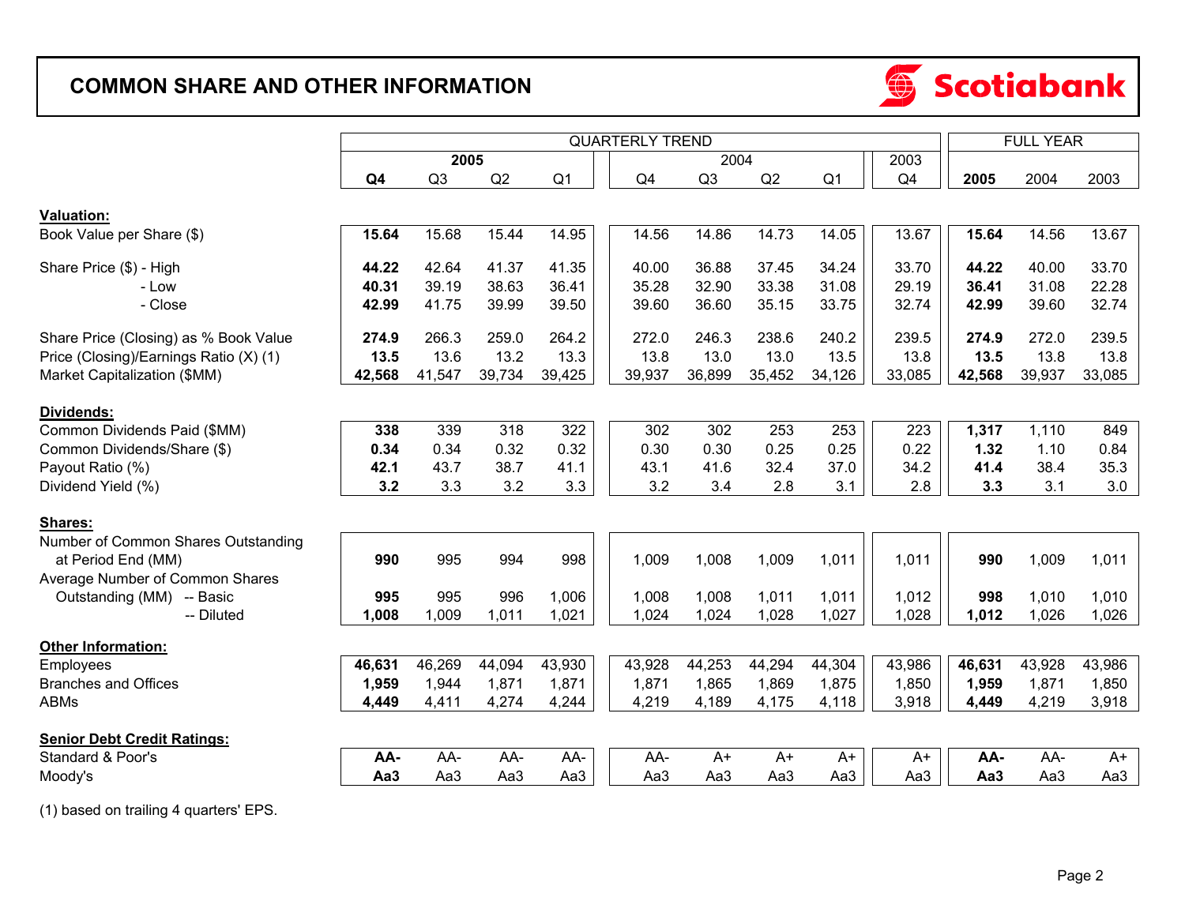# COMMON SHARE AND OTHER INFORMATION

|  | QUARTERLY TREND | | | | | | | | | FULL YEAR | | |
|---|---|---|---|---|---|---|---|---|---|---|---|---|
|  | 2005 | | | | 2004 | | | | 2003 | | | |
|  | **Q4** | Q3 | Q2 | Q1 | Q4 | Q3 | Q2 | Q1 | Q4 | **2005** | 2004 | 2003 |
| **Valuation:** | | | | | | | | | | | | |
| Book Value per Share ($) | **15.64** | 15.68 | 15.44 | 14.95 | 14.56 | 14.86 | 14.73 | 14.05 | 13.67 | **15.64** | 14.56 | 13.67 |
| Share Price ($) - High | **44.22** | 42.64 | 41.37 | 41.35 | 40.00 | 36.88 | 37.45 | 34.24 | 33.70 | **44.22** | 40.00 | 33.70 |
| - Low | **40.31** | 39.19 | 38.63 | 36.41 | 35.28 | 32.90 | 33.38 | 31.08 | 29.19 | **36.41** | 31.08 | 22.28 |
| - Close | **42.99** | 41.75 | 39.99 | 39.50 | 39.60 | 36.60 | 35.15 | 33.75 | 32.74 | **42.99** | 39.60 | 32.74 |
| Share Price (Closing) as % Book Value | **274.9** | 266.3 | 259.0 | 264.2 | 272.0 | 246.3 | 238.6 | 240.2 | 239.5 | **274.9** | 272.0 | 239.5 |
| Price (Closing)/Earnings Ratio (X) (1) | **13.5** | 13.6 | 13.2 | 13.3 | 13.8 | 13.0 | 13.0 | 13.5 | 13.8 | **13.5** | 13.8 | 13.8 |
| Market Capitalization ($MM) | **42,568** | 41,547 | 39,734 | 39,425 | 39,937 | 36,899 | 35,452 | 34,126 | 33,085 | **42,568** | 39,937 | 33,085 |
| **Dividends:** | | | | | | | | | | | | |
| Common Dividends Paid ($MM) | **338** | 339 | 318 | 322 | 302 | 302 | 253 | 253 | 223 | **1,317** | 1,110 | 849 |
| Common Dividends/Share ($) | **0.34** | 0.34 | 0.32 | 0.32 | 0.30 | 0.30 | 0.25 | 0.25 | 0.22 | **1.32** | 1.10 | 0.84 |
| Payout Ratio (%) | **42.1** | 43.7 | 38.7 | 41.1 | 43.1 | 41.6 | 32.4 | 37.0 | 34.2 | **41.4** | 38.4 | 35.3 |
| Dividend Yield (%) | **3.2** | 3.3 | 3.2 | 3.3 | 3.2 | 3.4 | 2.8 | 3.1 | 2.8 | **3.3** | 3.1 | 3.0 |
| **Shares:** | | | | | | | | | | | | |
| Number of Common Shares Outstanding at Period End (MM) | **990** | 995 | 994 | 998 | 1,009 | 1,008 | 1,009 | 1,011 | 1,011 | **990** | 1,009 | 1,011 |
| Average Number of Common Shares Outstanding (MM) -- Basic | **995** | 995 | 996 | 1,006 | 1,008 | 1,008 | 1,011 | 1,011 | 1,012 | **998** | 1,010 | 1,010 |
| -- Diluted | **1,008** | 1,009 | 1,011 | 1,021 | 1,024 | 1,024 | 1,028 | 1,027 | 1,028 | **1,012** | 1,026 | 1,026 |
| **Other Information:** | | | | | | | | | | | | |
| Employees | **46,631** | 46,269 | 44,094 | 43,930 | 43,928 | 44,253 | 44,294 | 44,304 | 43,986 | **46,631** | 43,928 | 43,986 |
| Branches and Offices | **1,959** | 1,944 | 1,871 | 1,871 | 1,871 | 1,865 | 1,869 | 1,875 | 1,850 | **1,959** | 1,871 | 1,850 |
| ABMs | **4,449** | 4,411 | 4,274 | 4,244 | 4,219 | 4,189 | 4,175 | 4,118 | 3,918 | **4,449** | 4,219 | 3,918 |
| **Senior Debt Credit Ratings:** | | | | | | | | | | | | |
| Standard & Poor's | **AA-** | AA- | AA- | AA- | AA- | A+ | A+ | A+ | A+ | **AA-** | AA- | A+ |
| Moody's | **Aa3** | Aa3 | Aa3 | Aa3 | Aa3 | Aa3 | Aa3 | Aa3 | Aa3 | **Aa3** | Aa3 | Aa3 |

(1) based on trailing 4 quarters' EPS.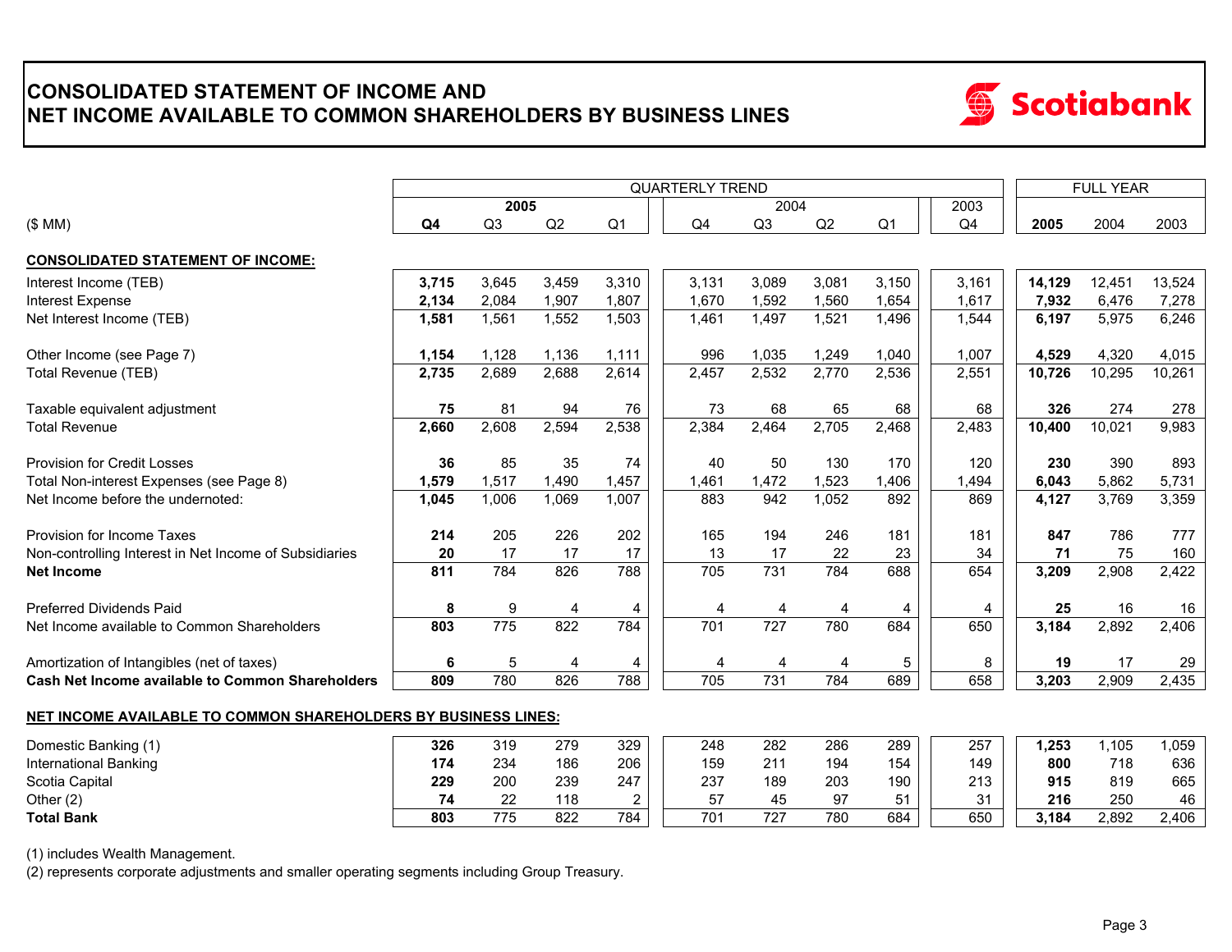# CONSOLIDATED STATEMENT OF INCOME AND NET INCOME AVAILABLE TO COMMON SHAREHOLDERS BY BUSINESS LINES

Scotiabank

| | QUARTERLY TREND | | | | | | | | | FULL YEAR | | |
|---|---|---|---|---|---|---|---|---|---|---|---|---|
| | 2005 | | | | 2004 | | | | 2003 | | | |
| ($ MM) | **Q4** | Q3 | Q2 | Q1 | Q4 | Q3 | Q2 | Q1 | Q4 | **2005** | 2004 | 2003 |
| **CONSOLIDATED STATEMENT OF INCOME:** | | | | | | | | | | | | |
| Interest Income (TEB) | **3,715** | 3,645 | 3,459 | 3,310 | 3,131 | 3,089 | 3,081 | 3,150 | 3,161 | **14,129** | 12,451 | 13,524 |
| Interest Expense | **2,134** | 2,084 | 1,907 | 1,807 | 1,670 | 1,592 | 1,560 | 1,654 | 1,617 | **7,932** | 6,476 | 7,278 |
| Net Interest Income (TEB) | **1,581** | 1,561 | 1,552 | 1,503 | 1,461 | 1,497 | 1,521 | 1,496 | 1,544 | **6,197** | 5,975 | 6,246 |
| Other Income (see Page 7) | **1,154** | 1,128 | 1,136 | 1,111 | 996 | 1,035 | 1,249 | 1,040 | 1,007 | **4,529** | 4,320 | 4,015 |
| Total Revenue (TEB) | **2,735** | 2,689 | 2,688 | 2,614 | 2,457 | 2,532 | 2,770 | 2,536 | 2,551 | **10,726** | 10,295 | 10,261 |
| Taxable equivalent adjustment | **75** | 81 | 94 | 76 | 73 | 68 | 65 | 68 | 68 | **326** | 274 | 278 |
| Total Revenue | **2,660** | 2,608 | 2,594 | 2,538 | 2,384 | 2,464 | 2,705 | 2,468 | 2,483 | **10,400** | 10,021 | 9,983 |
| Provision for Credit Losses | **36** | 85 | 35 | 74 | 40 | 50 | 130 | 170 | 120 | **230** | 390 | 893 |
| Total Non-interest Expenses (see Page 8) | **1,579** | 1,517 | 1,490 | 1,457 | 1,461 | 1,472 | 1,523 | 1,406 | 1,494 | **6,043** | 5,862 | 5,731 |
| Net Income before the undernoted: | **1,045** | 1,006 | 1,069 | 1,007 | 883 | 942 | 1,052 | 892 | 869 | **4,127** | 3,769 | 3,359 |
| Provision for Income Taxes | **214** | 205 | 226 | 202 | 165 | 194 | 246 | 181 | 181 | **847** | 786 | 777 |
| Non-controlling Interest in Net Income of Subsidiaries | **20** | 17 | 17 | 17 | 13 | 17 | 22 | 23 | 34 | **71** | 75 | 160 |
| **Net Income** | **811** | 784 | 826 | 788 | 705 | 731 | 784 | 688 | 654 | **3,209** | 2,908 | 2,422 |
| Preferred Dividends Paid | **8** | 9 | 4 | 4 | 4 | 4 | 4 | 4 | 4 | **25** | 16 | 16 |
| Net Income available to Common Shareholders | **803** | 775 | 822 | 784 | 701 | 727 | 780 | 684 | 650 | **3,184** | 2,892 | 2,406 |
| Amortization of Intangibles (net of taxes) | **6** | 5 | 4 | 4 | 4 | 4 | 4 | 5 | 8 | **19** | 17 | 29 |
| **Cash Net Income available to Common Shareholders** | **809** | 780 | 826 | 788 | 705 | 731 | 784 | 689 | 658 | **3,203** | 2,909 | 2,435 |
| **NET INCOME AVAILABLE TO COMMON SHAREHOLDERS BY BUSINESS LINES:** | | | | | | | | | | | | |
| Domestic Banking (1) | **326** | 319 | 279 | 329 | 248 | 282 | 286 | 289 | 257 | **1,253** | 1,105 | 1,059 |
| International Banking | **174** | 234 | 186 | 206 | 159 | 211 | 194 | 154 | 149 | **800** | 718 | 636 |
| Scotia Capital | **229** | 200 | 239 | 247 | 237 | 189 | 203 | 190 | 213 | **915** | 819 | 665 |
| Other (2) | **74** | 22 | 118 | 2 | 57 | 45 | 97 | 51 | 31 | **216** | 250 | 46 |
| **Total Bank** | **803** | 775 | 822 | 784 | 701 | 727 | 780 | 684 | 650 | **3,184** | 2,892 | 2,406 |

(1) includes Wealth Management.

(2) represents corporate adjustments and smaller operating segments including Group Treasury.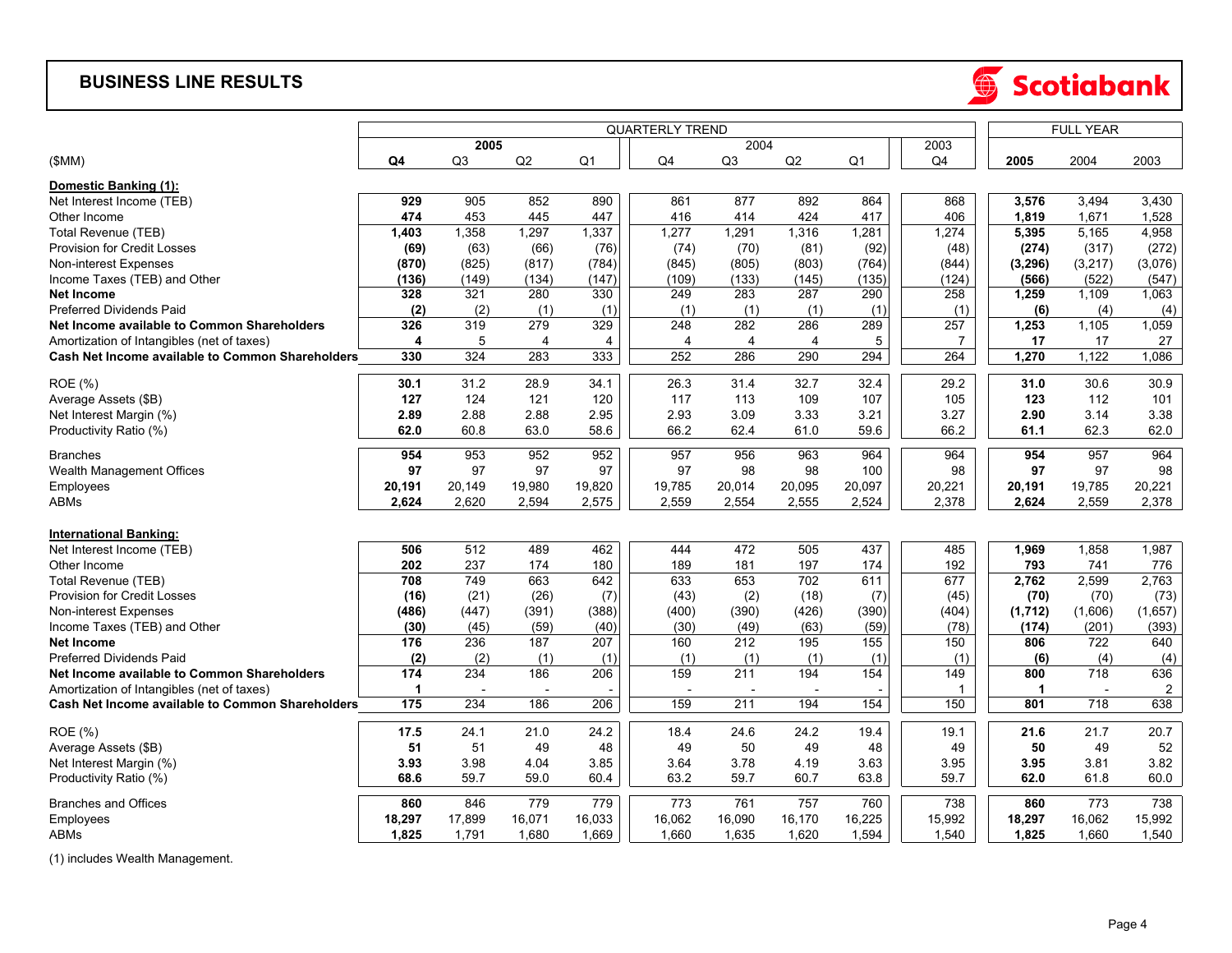# BUSINESS LINE RESULTS

Scotiabank

| ($MM) | QUARTERLY TREND | | | | | | | | | FULL YEAR | | |
|---|---|---|---|---|---|---|---|---|---|---|---|---|
| | 2005 | | | | 2004 | | | | 2003 | | | |
| | **Q4** | Q3 | Q2 | Q1 | Q4 | Q3 | Q2 | Q1 | Q4 | **2005** | 2004 | 2003 |
| **Domestic Banking (1):** | | | | | | | | | | | | |
| Net Interest Income (TEB) | **929** | 905 | 852 | 890 | 861 | 877 | 892 | 864 | 868 | **3,576** | 3,494 | 3,430 |
| Other Income | **474** | 453 | 445 | 447 | 416 | 414 | 424 | 417 | 406 | **1,819** | 1,671 | 1,528 |
| Total Revenue (TEB) | **1,403** | 1,358 | 1,297 | 1,337 | 1,277 | 1,291 | 1,316 | 1,281 | 1,274 | **5,395** | 5,165 | 4,958 |
| Provision for Credit Losses | **(69)** | (63) | (66) | (76) | (74) | (70) | (81) | (92) | (48) | **(274)** | (317) | (272) |
| Non-interest Expenses | **(870)** | (825) | (817) | (784) | (845) | (805) | (803) | (764) | (844) | **(3,296)** | (3,217) | (3,076) |
| Income Taxes (TEB) and Other | **(136)** | (149) | (134) | (147) | (109) | (133) | (145) | (135) | (124) | **(566)** | (522) | (547) |
| **Net Income** | **328** | 321 | 280 | 330 | 249 | 283 | 287 | 290 | 258 | **1,259** | 1,109 | 1,063 |
| Preferred Dividends Paid | **(2)** | (2) | (1) | (1) | (1) | (1) | (1) | (1) | (1) | **(6)** | (4) | (4) |
| **Net Income available to Common Shareholders** | **326** | 319 | 279 | 329 | 248 | 282 | 286 | 289 | 257 | **1,253** | 1,105 | 1,059 |
| Amortization of Intangibles (net of taxes) | **4** | 5 | 4 | 4 | 4 | 4 | 4 | 5 | 7 | **17** | 17 | 27 |
| **Cash Net Income available to Common Shareholders** | **330** | 324 | 283 | 333 | 252 | 286 | 290 | 294 | 264 | **1,270** | 1,122 | 1,086 |
| ROE (%) | **30.1** | 31.2 | 28.9 | 34.1 | 26.3 | 31.4 | 32.7 | 32.4 | 29.2 | **31.0** | 30.6 | 30.9 |
| Average Assets ($B) | **127** | 124 | 121 | 120 | 117 | 113 | 109 | 107 | 105 | **123** | 112 | 101 |
| Net Interest Margin (%) | **2.89** | 2.88 | 2.88 | 2.95 | 2.93 | 3.09 | 3.33 | 3.21 | 3.27 | **2.90** | 3.14 | 3.38 |
| Productivity Ratio (%) | **62.0** | 60.8 | 63.0 | 58.6 | 66.2 | 62.4 | 61.0 | 59.6 | 66.2 | **61.1** | 62.3 | 62.0 |
| Branches | **954** | 953 | 952 | 952 | 957 | 956 | 963 | 964 | 964 | **954** | 957 | 964 |
| Wealth Management Offices | **97** | 97 | 97 | 97 | 97 | 98 | 98 | 100 | 98 | **97** | 97 | 98 |
| Employees | **20,191** | 20,149 | 19,980 | 19,820 | 19,785 | 20,014 | 20,095 | 20,097 | 20,221 | **20,191** | 19,785 | 20,221 |
| ABMs | **2,624** | 2,620 | 2,594 | 2,575 | 2,559 | 2,554 | 2,555 | 2,524 | 2,378 | **2,624** | 2,559 | 2,378 |
| **International Banking:** | | | | | | | | | | | | |
| Net Interest Income (TEB) | **506** | 512 | 489 | 462 | 444 | 472 | 505 | 437 | 485 | **1,969** | 1,858 | 1,987 |
| Other Income | **202** | 237 | 174 | 180 | 189 | 181 | 197 | 174 | 192 | **793** | 741 | 776 |
| Total Revenue (TEB) | **708** | 749 | 663 | 642 | 633 | 653 | 702 | 611 | 677 | **2,762** | 2,599 | 2,763 |
| Provision for Credit Losses | **(16)** | (21) | (26) | (7) | (43) | (2) | (18) | (7) | (45) | **(70)** | (70) | (73) |
| Non-interest Expenses | **(486)** | (447) | (391) | (388) | (400) | (390) | (426) | (390) | (404) | **(1,712)** | (1,606) | (1,657) |
| Income Taxes (TEB) and Other | **(30)** | (45) | (59) | (40) | (30) | (49) | (63) | (59) | (78) | **(174)** | (201) | (393) |
| **Net Income** | **176** | 236 | 187 | 207 | 160 | 212 | 195 | 155 | 150 | **806** | 722 | 640 |
| Preferred Dividends Paid | **(2)** | (2) | (1) | (1) | (1) | (1) | (1) | (1) | (1) | **(6)** | (4) | (4) |
| **Net Income available to Common Shareholders** | **174** | 234 | 186 | 206 | 159 | 211 | 194 | 154 | 149 | **800** | 718 | 636 |
| Amortization of Intangibles (net of taxes) | **1** | - | - | - | - | - | - | - | 1 | **1** | - | 2 |
| **Cash Net Income available to Common Shareholders** | **175** | 234 | 186 | 206 | 159 | 211 | 194 | 154 | 150 | **801** | 718 | 638 |
| ROE (%) | **17.5** | 24.1 | 21.0 | 24.2 | 18.4 | 24.6 | 24.2 | 19.4 | 19.1 | **21.6** | 21.7 | 20.7 |
| Average Assets ($B) | **51** | 51 | 49 | 48 | 49 | 50 | 49 | 48 | 49 | **50** | 49 | 52 |
| Net Interest Margin (%) | **3.93** | 3.98 | 4.04 | 3.85 | 3.64 | 3.78 | 4.19 | 3.63 | 3.95 | **3.95** | 3.81 | 3.82 |
| Productivity Ratio (%) | **68.6** | 59.7 | 59.0 | 60.4 | 63.2 | 59.7 | 60.7 | 63.8 | 59.7 | **62.0** | 61.8 | 60.0 |
| Branches and Offices | **860** | 846 | 779 | 779 | 773 | 761 | 757 | 760 | 738 | **860** | 773 | 738 |
| Employees | **18,297** | 17,899 | 16,071 | 16,033 | 16,062 | 16,090 | 16,170 | 16,225 | 15,992 | **18,297** | 16,062 | 15,992 |
| ABMs | **1,825** | 1,791 | 1,680 | 1,669 | 1,660 | 1,635 | 1,620 | 1,594 | 1,540 | **1,825** | 1,660 | 1,540 |

(1) includes Wealth Management.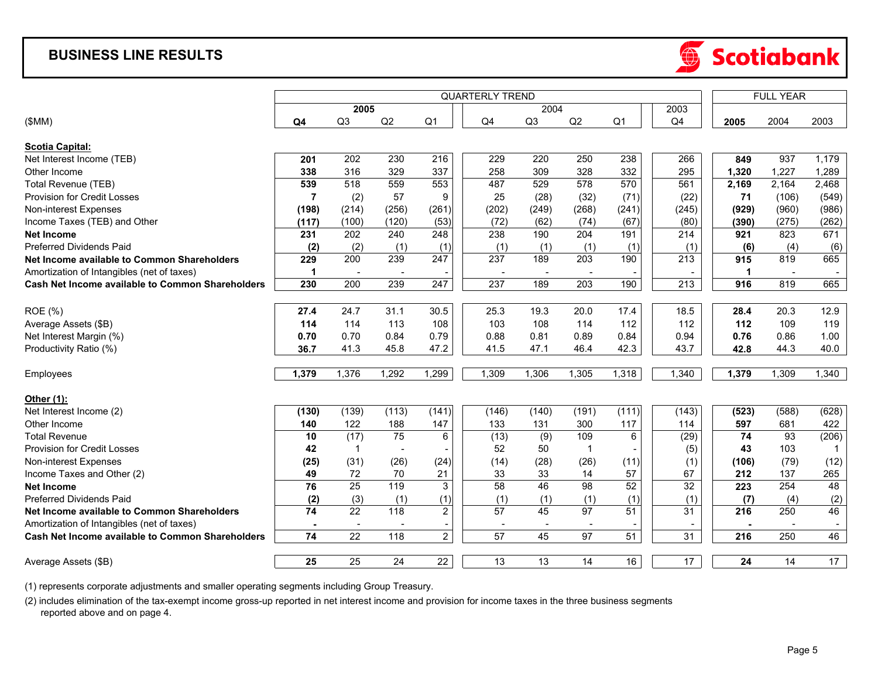# BUSINESS LINE RESULTS

Scotiabank

| ($MM) | QUARTERLY TREND | | | | | | | | | FULL YEAR | | |
|---|---|---|---|---|---|---|---|---|---|---|---|---|
| | 2005 | | | | 2004 | | | | 2003 | | | |
| | **Q4** | Q3 | Q2 | Q1 | Q4 | Q3 | Q2 | Q1 | Q4 | **2005** | 2004 | 2003 |
| **Scotia Capital:** | | | | | | | | | | | | |
| Net Interest Income (TEB) | **201** | 202 | 230 | 216 | 229 | 220 | 250 | 238 | 266 | **849** | 937 | 1,179 |
| Other Income | **338** | 316 | 329 | 337 | 258 | 309 | 328 | 332 | 295 | **1,320** | 1,227 | 1,289 |
| Total Revenue (TEB) | **539** | 518 | 559 | 553 | 487 | 529 | 578 | 570 | 561 | **2,169** | 2,164 | 2,468 |
| Provision for Credit Losses | **7** | (2) | 57 | 9 | 25 | (28) | (32) | (71) | (22) | **71** | (106) | (549) |
| Non-interest Expenses | **(198)** | (214) | (256) | (261) | (202) | (249) | (268) | (241) | (245) | **(929)** | (960) | (986) |
| Income Taxes (TEB) and Other | **(117)** | (100) | (120) | (53) | (72) | (62) | (74) | (67) | (80) | **(390)** | (275) | (262) |
| **Net Income** | **231** | 202 | 240 | 248 | 238 | 190 | 204 | 191 | 214 | **921** | 823 | 671 |
| Preferred Dividends Paid | **(2)** | (2) | (1) | (1) | (1) | (1) | (1) | (1) | (1) | **(6)** | (4) | (6) |
| **Net Income available to Common Shareholders** | **229** | 200 | 239 | 247 | 237 | 189 | 203 | 190 | 213 | **915** | 819 | 665 |
| Amortization of Intangibles (net of taxes) | **1** | - | - | - | - | - | - | - | - | **1** | - | - |
| **Cash Net Income available to Common Shareholders** | **230** | 200 | 239 | 247 | 237 | 189 | 203 | 190 | 213 | **916** | 819 | 665 |
| ROE (%) | **27.4** | 24.7 | 31.1 | 30.5 | 25.3 | 19.3 | 20.0 | 17.4 | 18.5 | **28.4** | 20.3 | 12.9 |
| Average Assets ($B) | **114** | 114 | 113 | 108 | 103 | 108 | 114 | 112 | 112 | **112** | 109 | 119 |
| Net Interest Margin (%) | **0.70** | 0.70 | 0.84 | 0.79 | 0.88 | 0.81 | 0.89 | 0.84 | 0.94 | **0.76** | 0.86 | 1.00 |
| Productivity Ratio (%) | **36.7** | 41.3 | 45.8 | 47.2 | 41.5 | 47.1 | 46.4 | 42.3 | 43.7 | **42.8** | 44.3 | 40.0 |
| Employees | **1,379** | 1,376 | 1,292 | 1,299 | 1,309 | 1,306 | 1,305 | 1,318 | 1,340 | **1,379** | 1,309 | 1,340 |
| **Other (1):** | | | | | | | | | | | | |
| Net Interest Income (2) | **(130)** | (139) | (113) | (141) | (146) | (140) | (191) | (111) | (143) | **(523)** | (588) | (628) |
| Other Income | **140** | 122 | 188 | 147 | 133 | 131 | 300 | 117 | 114 | **597** | 681 | 422 |
| Total Revenue | **10** | (17) | 75 | 6 | (13) | (9) | 109 | 6 | (29) | **74** | 93 | (206) |
| Provision for Credit Losses | **42** | 1 | - | - | 52 | 50 | 1 | - | (5) | **43** | 103 | 1 |
| Non-interest Expenses | **(25)** | (31) | (26) | (24) | (14) | (28) | (26) | (11) | (1) | **(106)** | (79) | (12) |
| Income Taxes and Other (2) | **49** | 72 | 70 | 21 | 33 | 33 | 14 | 57 | 67 | **212** | 137 | 265 |
| **Net Income** | **76** | 25 | 119 | 3 | 58 | 46 | 98 | 52 | 32 | **223** | 254 | 48 |
| Preferred Dividends Paid | **(2)** | (3) | (1) | (1) | (1) | (1) | (1) | (1) | (1) | **(7)** | (4) | (2) |
| **Net Income available to Common Shareholders** | **74** | 22 | 118 | 2 | 57 | 45 | 97 | 51 | 31 | **216** | 250 | 46 |
| Amortization of Intangibles (net of taxes) | **-** | - | - | - | - | - | - | - | - | **-** | - | - |
| **Cash Net Income available to Common Shareholders** | **74** | 22 | 118 | 2 | 57 | 45 | 97 | 51 | 31 | **216** | 250 | 46 |
| Average Assets ($B) | **25** | 25 | 24 | 22 | 13 | 13 | 14 | 16 | 17 | **24** | 14 | 17 |

(1) represents corporate adjustments and smaller operating segments including Group Treasury.

(2) includes elimination of the tax-exempt income gross-up reported in net interest income and provision for income taxes in the three business segments reported above and on page 4.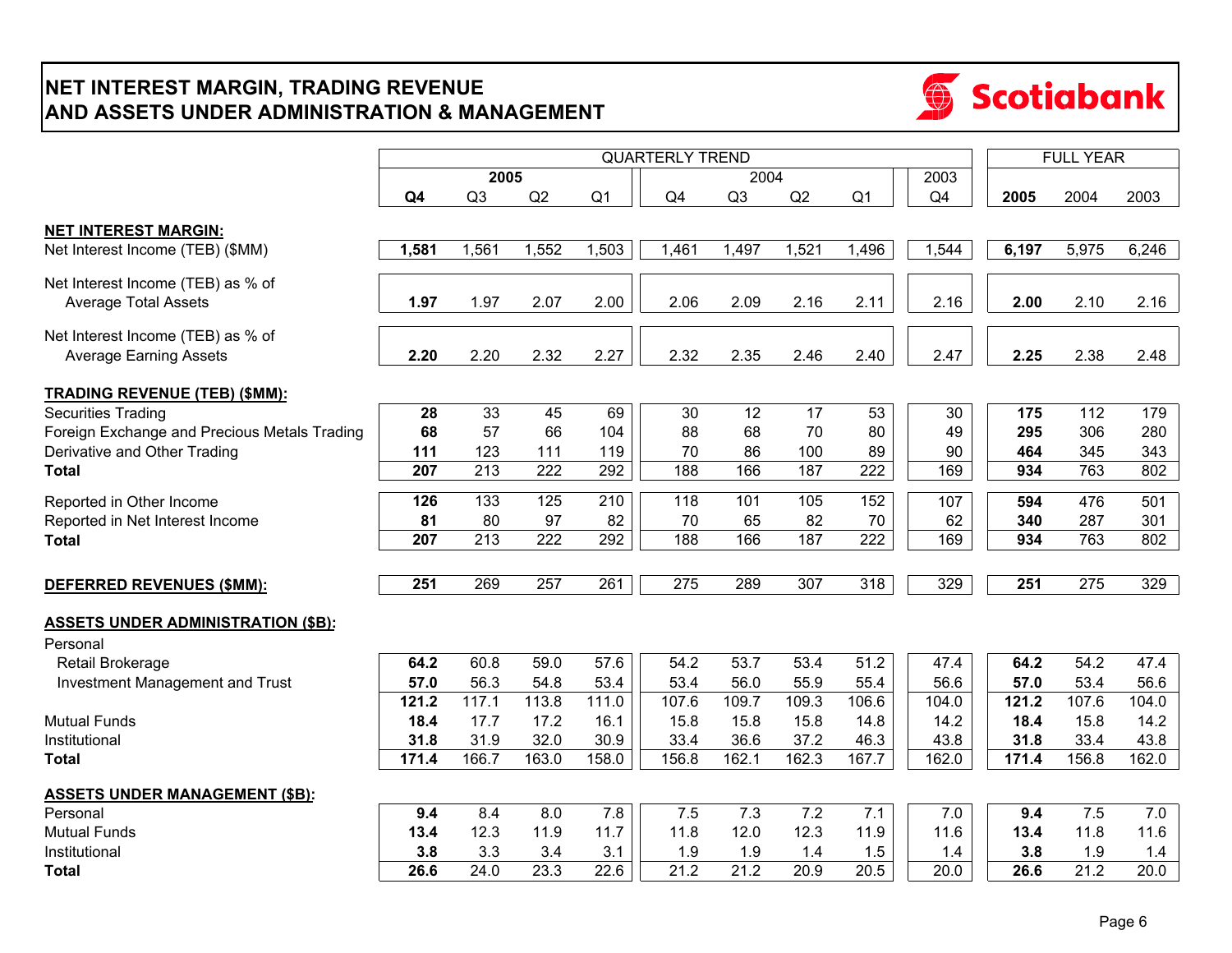# NET INTEREST MARGIN, TRADING REVENUE AND ASSETS UNDER ADMINISTRATION & MANAGEMENT

Scotiabank

| | QUARTERLY TREND | | | | | | | | | FULL YEAR | | |
|---|---|---|---|---|---|---|---|---|---|---|---|---|
| | 2005 | | | | 2004 | | | | 2003 | | | |
| | **Q4** | Q3 | Q2 | Q1 | Q4 | Q3 | Q2 | Q1 | Q4 | **2005** | 2004 | 2003 |
| **NET INTEREST MARGIN:** | | | | | | | | | | | | |
| Net Interest Income (TEB) ($MM) | **1,581** | 1,561 | 1,552 | 1,503 | 1,461 | 1,497 | 1,521 | 1,496 | 1,544 | **6,197** | 5,975 | 6,246 |
| Net Interest Income (TEB) as % of Average Total Assets | **1.97** | 1.97 | 2.07 | 2.00 | 2.06 | 2.09 | 2.16 | 2.11 | 2.16 | **2.00** | 2.10 | 2.16 |
| Net Interest Income (TEB) as % of Average Earning Assets | **2.20** | 2.20 | 2.32 | 2.27 | 2.32 | 2.35 | 2.46 | 2.40 | 2.47 | **2.25** | 2.38 | 2.48 |
| **TRADING REVENUE (TEB) ($MM):** | | | | | | | | | | | | |
| Securities Trading | **28** | 33 | 45 | 69 | 30 | 12 | 17 | 53 | 30 | **175** | 112 | 179 |
| Foreign Exchange and Precious Metals Trading | **68** | 57 | 66 | 104 | 88 | 68 | 70 | 80 | 49 | **295** | 306 | 280 |
| Derivative and Other Trading | **111** | 123 | 111 | 119 | 70 | 86 | 100 | 89 | 90 | **464** | 345 | 343 |
| **Total** | **207** | 213 | 222 | 292 | 188 | 166 | 187 | 222 | 169 | **934** | 763 | 802 |
| Reported in Other Income | **126** | 133 | 125 | 210 | 118 | 101 | 105 | 152 | 107 | **594** | 476 | 501 |
| Reported in Net Interest Income | **81** | 80 | 97 | 82 | 70 | 65 | 82 | 70 | 62 | **340** | 287 | 301 |
| **Total** | **207** | 213 | 222 | 292 | 188 | 166 | 187 | 222 | 169 | **934** | 763 | 802 |
| **DEFERRED REVENUES ($MM):** | **251** | 269 | 257 | 261 | 275 | 289 | 307 | 318 | 329 | **251** | 275 | 329 |
| **ASSETS UNDER ADMINISTRATION ($B):** | | | | | | | | | | | | |
| Personal | | | | | | | | | | | | |
| Retail Brokerage | **64.2** | 60.8 | 59.0 | 57.6 | 54.2 | 53.7 | 53.4 | 51.2 | 47.4 | **64.2** | 54.2 | 47.4 |
| Investment Management and Trust | **57.0** | 56.3 | 54.8 | 53.4 | 53.4 | 56.0 | 55.9 | 55.4 | 56.6 | **57.0** | 53.4 | 56.6 |
| | **121.2** | 117.1 | 113.8 | 111.0 | 107.6 | 109.7 | 109.3 | 106.6 | 104.0 | **121.2** | 107.6 | 104.0 |
| Mutual Funds | **18.4** | 17.7 | 17.2 | 16.1 | 15.8 | 15.8 | 15.8 | 14.8 | 14.2 | **18.4** | 15.8 | 14.2 |
| Institutional | **31.8** | 31.9 | 32.0 | 30.9 | 33.4 | 36.6 | 37.2 | 46.3 | 43.8 | **31.8** | 33.4 | 43.8 |
| **Total** | **171.4** | 166.7 | 163.0 | 158.0 | 156.8 | 162.1 | 162.3 | 167.7 | 162.0 | **171.4** | 156.8 | 162.0 |
| **ASSETS UNDER MANAGEMENT ($B):** | | | | | | | | | | | | |
| Personal | **9.4** | 8.4 | 8.0 | 7.8 | 7.5 | 7.3 | 7.2 | 7.1 | 7.0 | **9.4** | 7.5 | 7.0 |
| Mutual Funds | **13.4** | 12.3 | 11.9 | 11.7 | 11.8 | 12.0 | 12.3 | 11.9 | 11.6 | **13.4** | 11.8 | 11.6 |
| Institutional | **3.8** | 3.3 | 3.4 | 3.1 | 1.9 | 1.9 | 1.4 | 1.5 | 1.4 | **3.8** | 1.9 | 1.4 |
| **Total** | **26.6** | 24.0 | 23.3 | 22.6 | 21.2 | 21.2 | 20.9 | 20.5 | 20.0 | **26.6** | 21.2 | 20.0 |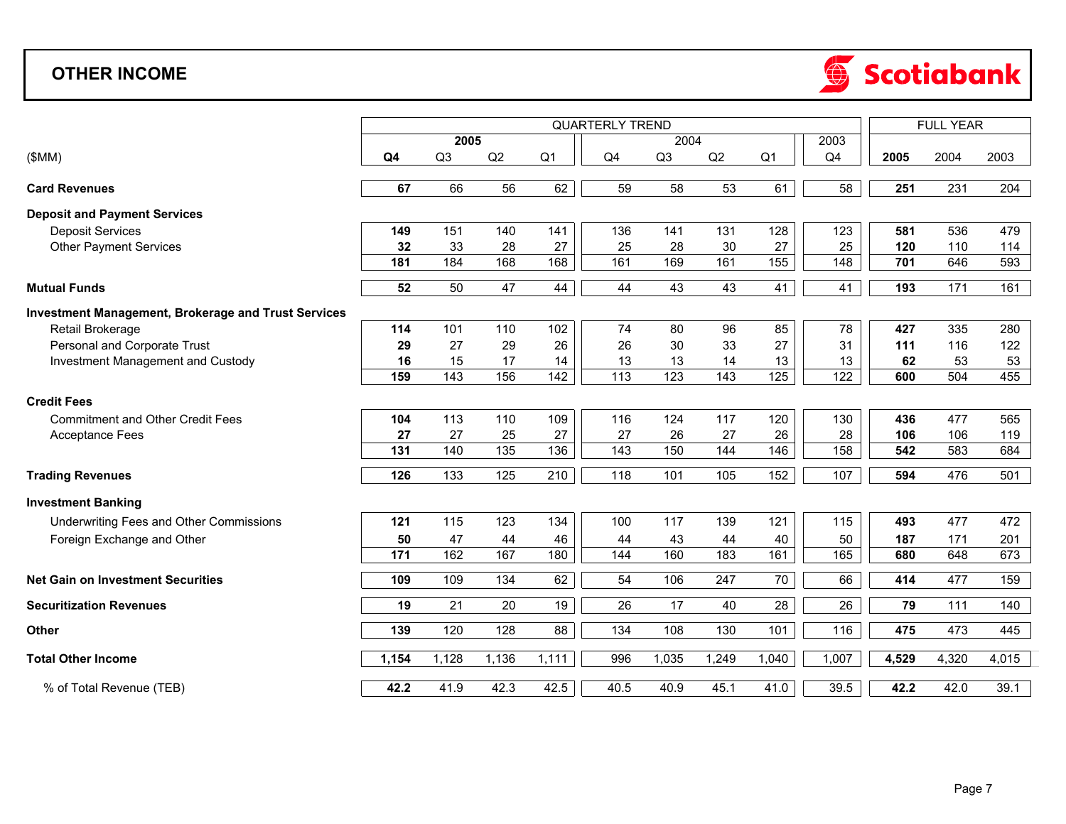# OTHER INCOME

| ($MM) | QUARTERLY TREND | | | | | | | | | FULL YEAR | | |
|---|---|---|---|---|---|---|---|---|---|---|---|---|
| | 2005 | | | | 2004 | | | | 2003 | | | |
| | **Q4** | Q3 | Q2 | Q1 | Q4 | Q3 | Q2 | Q1 | Q4 | **2005** | 2004 | 2003 |
| **Card Revenues** | **67** | 66 | 56 | 62 | 59 | 58 | 53 | 61 | 58 | **251** | 231 | 204 |
| **Deposit and Payment Services** | | | | | | | | | | | | |
| Deposit Services | **149** | 151 | 140 | 141 | 136 | 141 | 131 | 128 | 123 | **581** | 536 | 479 |
| Other Payment Services | **32** | 33 | 28 | 27 | 25 | 28 | 30 | 27 | 25 | **120** | 110 | 114 |
| | **181** | 184 | 168 | 168 | 161 | 169 | 161 | 155 | 148 | **701** | 646 | 593 |
| **Mutual Funds** | **52** | 50 | 47 | 44 | 44 | 43 | 43 | 41 | 41 | **193** | 171 | 161 |
| **Investment Management, Brokerage and Trust Services** | | | | | | | | | | | | |
| Retail Brokerage | **114** | 101 | 110 | 102 | 74 | 80 | 96 | 85 | 78 | **427** | 335 | 280 |
| Personal and Corporate Trust | **29** | 27 | 29 | 26 | 26 | 30 | 33 | 27 | 31 | **111** | 116 | 122 |
| Investment Management and Custody | **16** | 15 | 17 | 14 | 13 | 13 | 14 | 13 | 13 | **62** | 53 | 53 |
| | **159** | 143 | 156 | 142 | 113 | 123 | 143 | 125 | 122 | **600** | 504 | 455 |
| **Credit Fees** | | | | | | | | | | | | |
| Commitment and Other Credit Fees | **104** | 113 | 110 | 109 | 116 | 124 | 117 | 120 | 130 | **436** | 477 | 565 |
| Acceptance Fees | **27** | 27 | 25 | 27 | 27 | 26 | 27 | 26 | 28 | **106** | 106 | 119 |
| | **131** | 140 | 135 | 136 | 143 | 150 | 144 | 146 | 158 | **542** | 583 | 684 |
| **Trading Revenues** | **126** | 133 | 125 | 210 | 118 | 101 | 105 | 152 | 107 | **594** | 476 | 501 |
| **Investment Banking** | | | | | | | | | | | | |
| Underwriting Fees and Other Commissions | **121** | 115 | 123 | 134 | 100 | 117 | 139 | 121 | 115 | **493** | 477 | 472 |
| Foreign Exchange and Other | **50** | 47 | 44 | 46 | 44 | 43 | 44 | 40 | 50 | **187** | 171 | 201 |
| | **171** | 162 | 167 | 180 | 144 | 160 | 183 | 161 | 165 | **680** | 648 | 673 |
| **Net Gain on Investment Securities** | **109** | 109 | 134 | 62 | 54 | 106 | 247 | 70 | 66 | **414** | 477 | 159 |
| **Securitization Revenues** | **19** | 21 | 20 | 19 | 26 | 17 | 40 | 28 | 26 | **79** | 111 | 140 |
| **Other** | **139** | 120 | 128 | 88 | 134 | 108 | 130 | 101 | 116 | **475** | 473 | 445 |
| **Total Other Income** | **1,154** | 1,128 | 1,136 | 1,111 | 996 | 1,035 | 1,249 | 1,040 | 1,007 | **4,529** | 4,320 | 4,015 |
| % of Total Revenue (TEB) | **42.2** | 41.9 | 42.3 | 42.5 | 40.5 | 40.9 | 45.1 | 41.0 | 39.5 | **42.2** | 42.0 | 39.1 |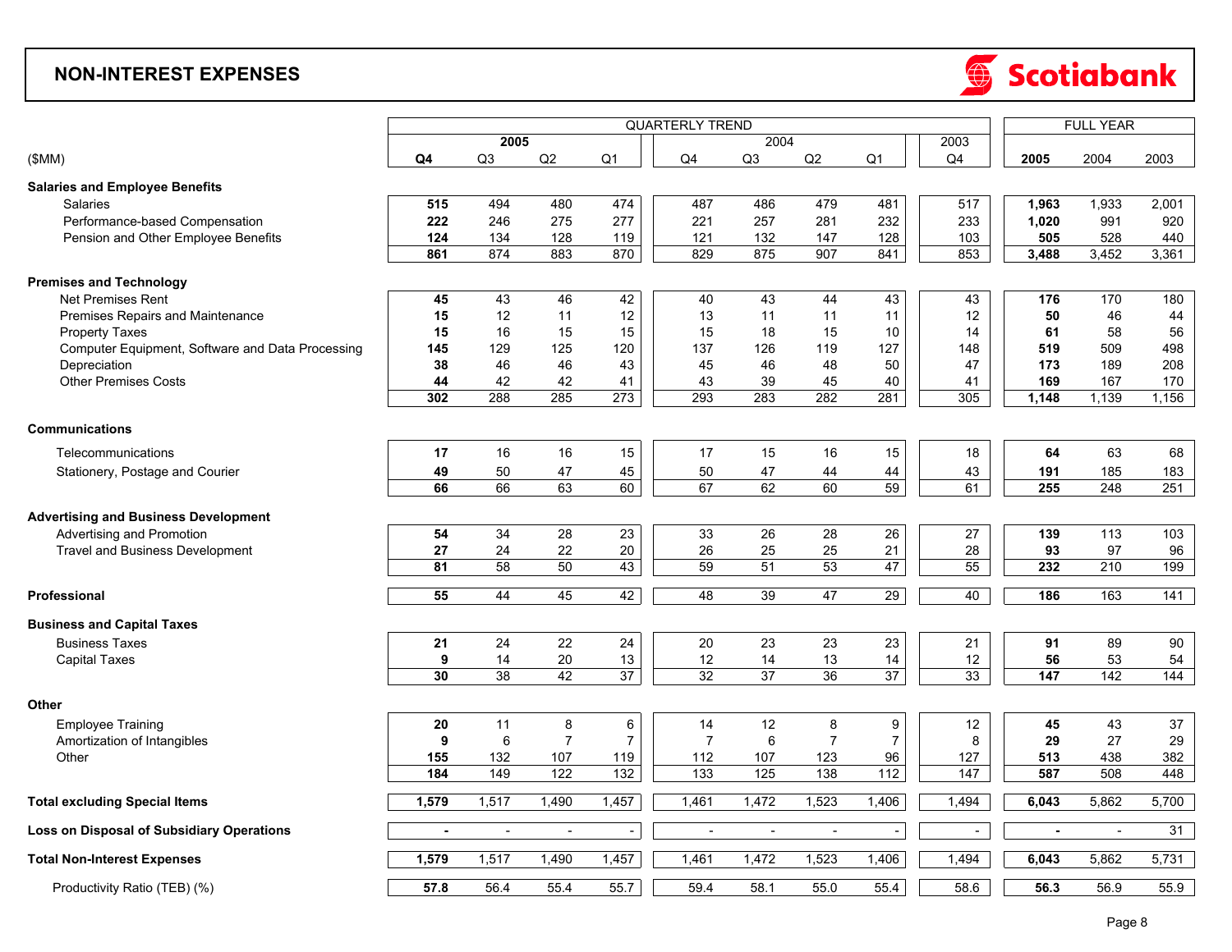# NON-INTEREST EXPENSES

Scotiabank

| ($MM) | 2005 Q4 | 2005 Q3 | 2005 Q2 | 2005 Q1 | 2004 Q4 | 2004 Q3 | 2004 Q2 | 2004 Q1 | 2003 Q4 | Full Year 2005 | Full Year 2004 | Full Year 2003 |
|---|---|---|---|---|---|---|---|---|---|---|---|---|
| **Salaries and Employee Benefits** | | | | | | | | | | | | |
| Salaries | **515** | 494 | 480 | 474 | 487 | 486 | 479 | 481 | 517 | **1,963** | 1,933 | 2,001 |
| Performance-based Compensation | **222** | 246 | 275 | 277 | 221 | 257 | 281 | 232 | 233 | **1,020** | 991 | 920 |
| Pension and Other Employee Benefits | **124** | 134 | 128 | 119 | 121 | 132 | 147 | 128 | 103 | **505** | 528 | 440 |
| | **861** | 874 | 883 | 870 | 829 | 875 | 907 | 841 | 853 | **3,488** | 3,452 | 3,361 |
| **Premises and Technology** | | | | | | | | | | | | |
| Net Premises Rent | **45** | 43 | 46 | 42 | 40 | 43 | 44 | 43 | 43 | **176** | 170 | 180 |
| Premises Repairs and Maintenance | **15** | 12 | 11 | 12 | 13 | 11 | 11 | 11 | 12 | **50** | 46 | 44 |
| Property Taxes | **15** | 16 | 15 | 15 | 15 | 18 | 15 | 10 | 14 | **61** | 58 | 56 |
| Computer Equipment, Software and Data Processing | **145** | 129 | 125 | 120 | 137 | 126 | 119 | 127 | 148 | **519** | 509 | 498 |
| Depreciation | **38** | 46 | 46 | 43 | 45 | 46 | 48 | 50 | 47 | **173** | 189 | 208 |
| Other Premises Costs | **44** | 42 | 42 | 41 | 43 | 39 | 45 | 40 | 41 | **169** | 167 | 170 |
| | **302** | 288 | 285 | 273 | 293 | 283 | 282 | 281 | 305 | **1,148** | 1,139 | 1,156 |
| **Communications** | | | | | | | | | | | | |
| Telecommunications | **17** | 16 | 16 | 15 | 17 | 15 | 16 | 15 | 18 | **64** | 63 | 68 |
| Stationery, Postage and Courier | **49** | 50 | 47 | 45 | 50 | 47 | 44 | 44 | 43 | **191** | 185 | 183 |
| | **66** | 66 | 63 | 60 | 67 | 62 | 60 | 59 | 61 | **255** | 248 | 251 |
| **Advertising and Business Development** | | | | | | | | | | | | |
| Advertising and Promotion | **54** | 34 | 28 | 23 | 33 | 26 | 28 | 26 | 27 | **139** | 113 | 103 |
| Travel and Business Development | **27** | 24 | 22 | 20 | 26 | 25 | 25 | 21 | 28 | **93** | 97 | 96 |
| | **81** | 58 | 50 | 43 | 59 | 51 | 53 | 47 | 55 | **232** | 210 | 199 |
| **Professional** | **55** | 44 | 45 | 42 | 48 | 39 | 47 | 29 | 40 | **186** | 163 | 141 |
| **Business and Capital Taxes** | | | | | | | | | | | | |
| Business Taxes | **21** | 24 | 22 | 24 | 20 | 23 | 23 | 23 | 21 | **91** | 89 | 90 |
| Capital Taxes | **9** | 14 | 20 | 13 | 12 | 14 | 13 | 14 | 12 | **56** | 53 | 54 |
| | **30** | 38 | 42 | 37 | 32 | 37 | 36 | 37 | 33 | **147** | 142 | 144 |
| **Other** | | | | | | | | | | | | |
| Employee Training | **20** | 11 | 8 | 6 | 14 | 12 | 8 | 9 | 12 | **45** | 43 | 37 |
| Amortization of Intangibles | **9** | 6 | 7 | 7 | 7 | 6 | 7 | 7 | 8 | **29** | 27 | 29 |
| Other | **155** | 132 | 107 | 119 | 112 | 107 | 123 | 96 | 127 | **513** | 438 | 382 |
| | **184** | 149 | 122 | 132 | 133 | 125 | 138 | 112 | 147 | **587** | 508 | 448 |
| **Total excluding Special Items** | **1,579** | 1,517 | 1,490 | 1,457 | 1,461 | 1,472 | 1,523 | 1,406 | 1,494 | **6,043** | 5,862 | 5,700 |
| **Loss on Disposal of Subsidiary Operations** | **-** | - | - | - | - | - | - | - | - | **-** | - | 31 |
| **Total Non-Interest Expenses** | **1,579** | 1,517 | 1,490 | 1,457 | 1,461 | 1,472 | 1,523 | 1,406 | 1,494 | **6,043** | 5,862 | 5,731 |
| Productivity Ratio (TEB) (%) | **57.8** | 56.4 | 55.4 | 55.7 | 59.4 | 58.1 | 55.0 | 55.4 | 58.6 | **56.3** | 56.9 | 55.9 |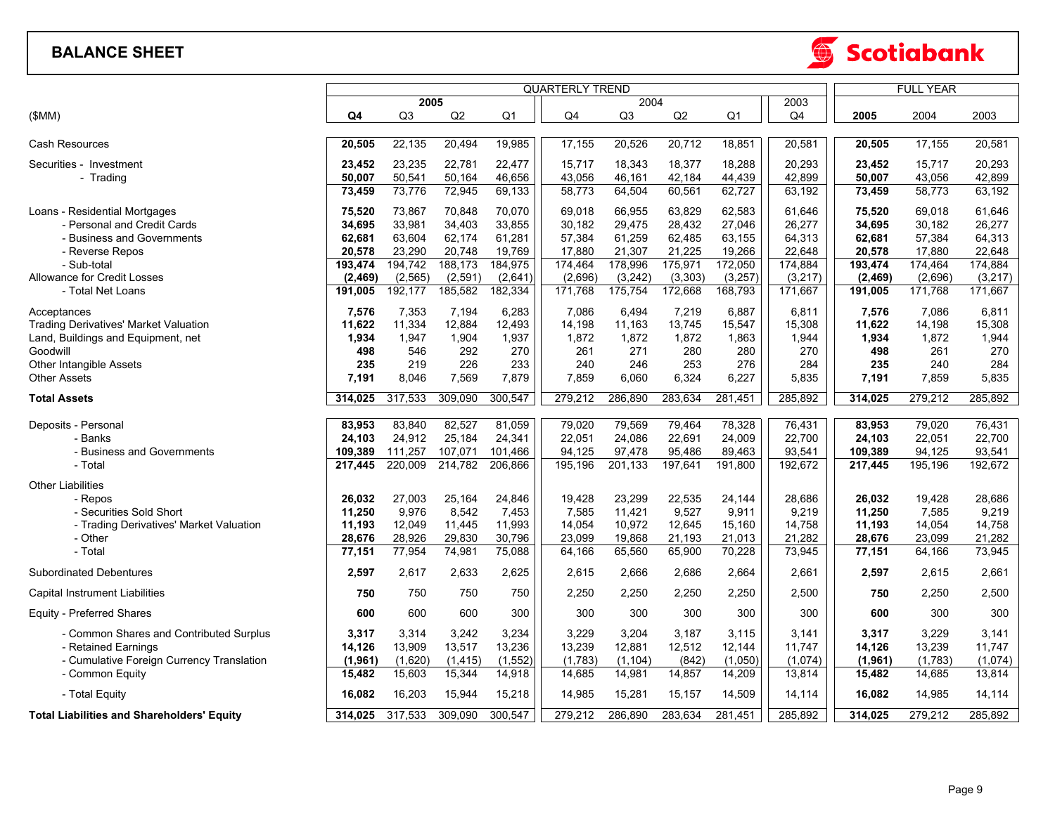# BALANCE SHEET

Scotiabank

| ($MM) | QUARTERLY TREND | | | | | | | | | FULL YEAR | | |
|---|---|---|---|---|---|---|---|---|---|---|---|---|
| | 2005 | | | | 2004 | | | | 2003 | | | |
| | **Q4** | Q3 | Q2 | Q1 | Q4 | Q3 | Q2 | Q1 | Q4 | **2005** | 2004 | 2003 |
| Cash Resources | **20,505** | 22,135 | 20,494 | 19,985 | 17,155 | 20,526 | 20,712 | 18,851 | 20,581 | **20,505** | 17,155 | 20,581 |
| Securities - Investment | **23,452** | 23,235 | 22,781 | 22,477 | 15,717 | 18,343 | 18,377 | 18,288 | 20,293 | **23,452** | 15,717 | 20,293 |
| - Trading | **50,007** | 50,541 | 50,164 | 46,656 | 43,056 | 46,161 | 42,184 | 44,439 | 42,899 | **50,007** | 43,056 | 42,899 |
| | **73,459** | 73,776 | 72,945 | 69,133 | 58,773 | 64,504 | 60,561 | 62,727 | 63,192 | **73,459** | 58,773 | 63,192 |
| Loans - Residential Mortgages | **75,520** | 73,867 | 70,848 | 70,070 | 69,018 | 66,955 | 63,829 | 62,583 | 61,646 | **75,520** | 69,018 | 61,646 |
| - Personal and Credit Cards | **34,695** | 33,981 | 34,403 | 33,855 | 30,182 | 29,475 | 28,432 | 27,046 | 26,277 | **34,695** | 30,182 | 26,277 |
| - Business and Governments | **62,681** | 63,604 | 62,174 | 61,281 | 57,384 | 61,259 | 62,485 | 63,155 | 64,313 | **62,681** | 57,384 | 64,313 |
| - Reverse Repos | **20,578** | 23,290 | 20,748 | 19,769 | 17,880 | 21,307 | 21,225 | 19,266 | 22,648 | **20,578** | 17,880 | 22,648 |
| - Sub-total | **193,474** | 194,742 | 188,173 | 184,975 | 174,464 | 178,996 | 175,971 | 172,050 | 174,884 | **193,474** | 174,464 | 174,884 |
| Allowance for Credit Losses | **(2,469)** | (2,565) | (2,591) | (2,641) | (2,696) | (3,242) | (3,303) | (3,257) | (3,217) | **(2,469)** | (2,696) | (3,217) |
| - Total Net Loans | **191,005** | 192,177 | 185,582 | 182,334 | 171,768 | 175,754 | 172,668 | 168,793 | 171,667 | **191,005** | 171,768 | 171,667 |
| Acceptances | **7,576** | 7,353 | 7,194 | 6,283 | 7,086 | 6,494 | 7,219 | 6,887 | 6,811 | **7,576** | 7,086 | 6,811 |
| Trading Derivatives' Market Valuation | **11,622** | 11,334 | 12,884 | 12,493 | 14,198 | 11,163 | 13,745 | 15,547 | 15,308 | **11,622** | 14,198 | 15,308 |
| Land, Buildings and Equipment, net | **1,934** | 1,947 | 1,904 | 1,937 | 1,872 | 1,872 | 1,872 | 1,863 | 1,944 | **1,934** | 1,872 | 1,944 |
| Goodwill | **498** | 546 | 292 | 270 | 261 | 271 | 280 | 280 | 270 | **498** | 261 | 270 |
| Other Intangible Assets | **235** | 219 | 226 | 233 | 240 | 246 | 253 | 276 | 284 | **235** | 240 | 284 |
| Other Assets | **7,191** | 8,046 | 7,569 | 7,879 | 7,859 | 6,060 | 6,324 | 6,227 | 5,835 | **7,191** | 7,859 | 5,835 |
| **Total Assets** | **314,025** | 317,533 | 309,090 | 300,547 | 279,212 | 286,890 | 283,634 | 281,451 | 285,892 | **314,025** | 279,212 | 285,892 |
| Deposits - Personal | **83,953** | 83,840 | 82,527 | 81,059 | 79,020 | 79,569 | 79,464 | 78,328 | 76,431 | **83,953** | 79,020 | 76,431 |
| - Banks | **24,103** | 24,912 | 25,184 | 24,341 | 22,051 | 24,086 | 22,691 | 24,009 | 22,700 | **24,103** | 22,051 | 22,700 |
| - Business and Governments | **109,389** | 111,257 | 107,071 | 101,466 | 94,125 | 97,478 | 95,486 | 89,463 | 93,541 | **109,389** | 94,125 | 93,541 |
| - Total | **217,445** | 220,009 | 214,782 | 206,866 | 195,196 | 201,133 | 197,641 | 191,800 | 192,672 | **217,445** | 195,196 | 192,672 |
| Other Liabilities | | | | | | | | | | | | |
| - Repos | **26,032** | 27,003 | 25,164 | 24,846 | 19,428 | 23,299 | 22,535 | 24,144 | 28,686 | **26,032** | 19,428 | 28,686 |
| - Securities Sold Short | **11,250** | 9,976 | 8,542 | 7,453 | 7,585 | 11,421 | 9,527 | 9,911 | 9,219 | **11,250** | 7,585 | 9,219 |
| - Trading Derivatives' Market Valuation | **11,193** | 12,049 | 11,445 | 11,993 | 14,054 | 10,972 | 12,645 | 15,160 | 14,758 | **11,193** | 14,054 | 14,758 |
| - Other | **28,676** | 28,926 | 29,830 | 30,796 | 23,099 | 19,868 | 21,193 | 21,013 | 21,282 | **28,676** | 23,099 | 21,282 |
| - Total | **77,151** | 77,954 | 74,981 | 75,088 | 64,166 | 65,560 | 65,900 | 70,228 | 73,945 | **77,151** | 64,166 | 73,945 |
| Subordinated Debentures | **2,597** | 2,617 | 2,633 | 2,625 | 2,615 | 2,666 | 2,686 | 2,664 | 2,661 | **2,597** | 2,615 | 2,661 |
| Capital Instrument Liabilities | **750** | 750 | 750 | 750 | 2,250 | 2,250 | 2,250 | 2,250 | 2,500 | **750** | 2,250 | 2,500 |
| Equity - Preferred Shares | **600** | 600 | 600 | 300 | 300 | 300 | 300 | 300 | 300 | **600** | 300 | 300 |
| - Common Shares and Contributed Surplus | **3,317** | 3,314 | 3,242 | 3,234 | 3,229 | 3,204 | 3,187 | 3,115 | 3,141 | **3,317** | 3,229 | 3,141 |
| - Retained Earnings | **14,126** | 13,909 | 13,517 | 13,236 | 13,239 | 12,881 | 12,512 | 12,144 | 11,747 | **14,126** | 13,239 | 11,747 |
| - Cumulative Foreign Currency Translation | **(1,961)** | (1,620) | (1,415) | (1,552) | (1,783) | (1,104) | (842) | (1,050) | (1,074) | **(1,961)** | (1,783) | (1,074) |
| - Common Equity | **15,482** | 15,603 | 15,344 | 14,918 | 14,685 | 14,981 | 14,857 | 14,209 | 13,814 | **15,482** | 14,685 | 13,814 |
| - Total Equity | **16,082** | 16,203 | 15,944 | 15,218 | 14,985 | 15,281 | 15,157 | 14,509 | 14,114 | **16,082** | 14,985 | 14,114 |
| **Total Liabilities and Shareholders' Equity** | **314,025** | 317,533 | 309,090 | 300,547 | 279,212 | 286,890 | 283,634 | 281,451 | 285,892 | **314,025** | 279,212 | 285,892 |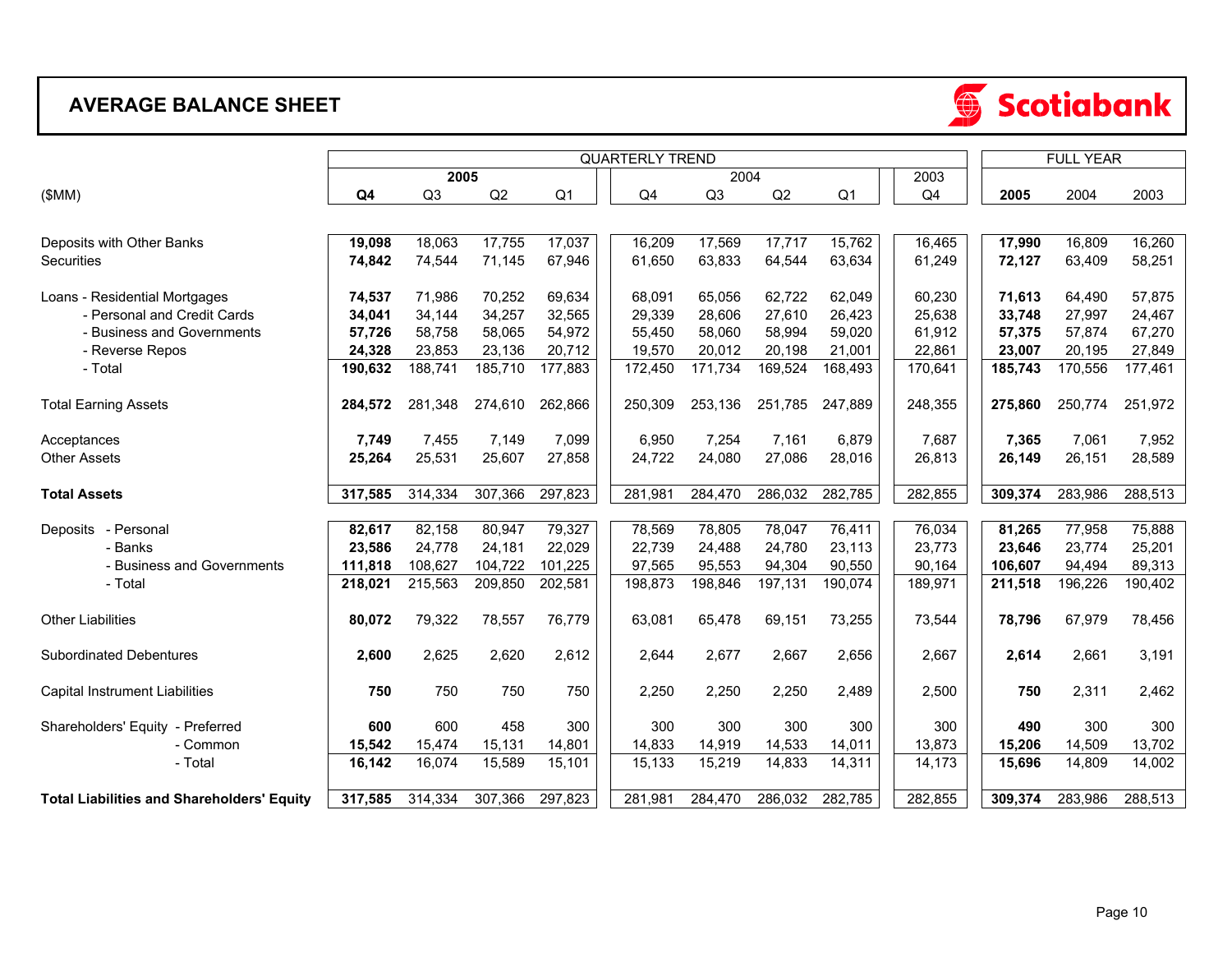# AVERAGE BALANCE SHEET

Scotiabank

| ($MM) | QUARTERLY TREND | | | | | | | | | FULL YEAR | | |
|---|---|---|---|---|---|---|---|---|---|---|---|---|
| | 2005 | | | | 2004 | | | | 2003 | | | |
| | **Q4** | Q3 | Q2 | Q1 | Q4 | Q3 | Q2 | Q1 | Q4 | **2005** | 2004 | 2003 |
| Deposits with Other Banks | **19,098** | 18,063 | 17,755 | 17,037 | 16,209 | 17,569 | 17,717 | 15,762 | 16,465 | **17,990** | 16,809 | 16,260 |
| Securities | **74,842** | 74,544 | 71,145 | 67,946 | 61,650 | 63,833 | 64,544 | 63,634 | 61,249 | **72,127** | 63,409 | 58,251 |
| Loans - Residential Mortgages | **74,537** | 71,986 | 70,252 | 69,634 | 68,091 | 65,056 | 62,722 | 62,049 | 60,230 | **71,613** | 64,490 | 57,875 |
| - Personal and Credit Cards | **34,041** | 34,144 | 34,257 | 32,565 | 29,339 | 28,606 | 27,610 | 26,423 | 25,638 | **33,748** | 27,997 | 24,467 |
| - Business and Governments | **57,726** | 58,758 | 58,065 | 54,972 | 55,450 | 58,060 | 58,994 | 59,020 | 61,912 | **57,375** | 57,874 | 67,270 |
| - Reverse Repos | **24,328** | 23,853 | 23,136 | 20,712 | 19,570 | 20,012 | 20,198 | 21,001 | 22,861 | **23,007** | 20,195 | 27,849 |
| - Total | **190,632** | 188,741 | 185,710 | 177,883 | 172,450 | 171,734 | 169,524 | 168,493 | 170,641 | **185,743** | 170,556 | 177,461 |
| Total Earning Assets | **284,572** | 281,348 | 274,610 | 262,866 | 250,309 | 253,136 | 251,785 | 247,889 | 248,355 | **275,860** | 250,774 | 251,972 |
| Acceptances | **7,749** | 7,455 | 7,149 | 7,099 | 6,950 | 7,254 | 7,161 | 6,879 | 7,687 | **7,365** | 7,061 | 7,952 |
| Other Assets | **25,264** | 25,531 | 25,607 | 27,858 | 24,722 | 24,080 | 27,086 | 28,016 | 26,813 | **26,149** | 26,151 | 28,589 |
| **Total Assets** | **317,585** | 314,334 | 307,366 | 297,823 | 281,981 | 284,470 | 286,032 | 282,785 | 282,855 | **309,374** | 283,986 | 288,513 |
| Deposits - Personal | **82,617** | 82,158 | 80,947 | 79,327 | 78,569 | 78,805 | 78,047 | 76,411 | 76,034 | **81,265** | 77,958 | 75,888 |
| - Banks | **23,586** | 24,778 | 24,181 | 22,029 | 22,739 | 24,488 | 24,780 | 23,113 | 23,773 | **23,646** | 23,774 | 25,201 |
| - Business and Governments | **111,818** | 108,627 | 104,722 | 101,225 | 97,565 | 95,553 | 94,304 | 90,550 | 90,164 | **106,607** | 94,494 | 89,313 |
| - Total | **218,021** | 215,563 | 209,850 | 202,581 | 198,873 | 198,846 | 197,131 | 190,074 | 189,971 | **211,518** | 196,226 | 190,402 |
| Other Liabilities | **80,072** | 79,322 | 78,557 | 76,779 | 63,081 | 65,478 | 69,151 | 73,255 | 73,544 | **78,796** | 67,979 | 78,456 |
| Subordinated Debentures | **2,600** | 2,625 | 2,620 | 2,612 | 2,644 | 2,677 | 2,667 | 2,656 | 2,667 | **2,614** | 2,661 | 3,191 |
| Capital Instrument Liabilities | **750** | 750 | 750 | 750 | 2,250 | 2,250 | 2,250 | 2,489 | 2,500 | **750** | 2,311 | 2,462 |
| Shareholders' Equity - Preferred | **600** | 600 | 458 | 300 | 300 | 300 | 300 | 300 | 300 | **490** | 300 | 300 |
| - Common | **15,542** | 15,474 | 15,131 | 14,801 | 14,833 | 14,919 | 14,533 | 14,011 | 13,873 | **15,206** | 14,509 | 13,702 |
| - Total | **16,142** | 16,074 | 15,589 | 15,101 | 15,133 | 15,219 | 14,833 | 14,311 | 14,173 | **15,696** | 14,809 | 14,002 |
| **Total Liabilities and Shareholders' Equity** | **317,585** | 314,334 | 307,366 | 297,823 | 281,981 | 284,470 | 286,032 | 282,785 | 282,855 | **309,374** | 283,986 | 288,513 |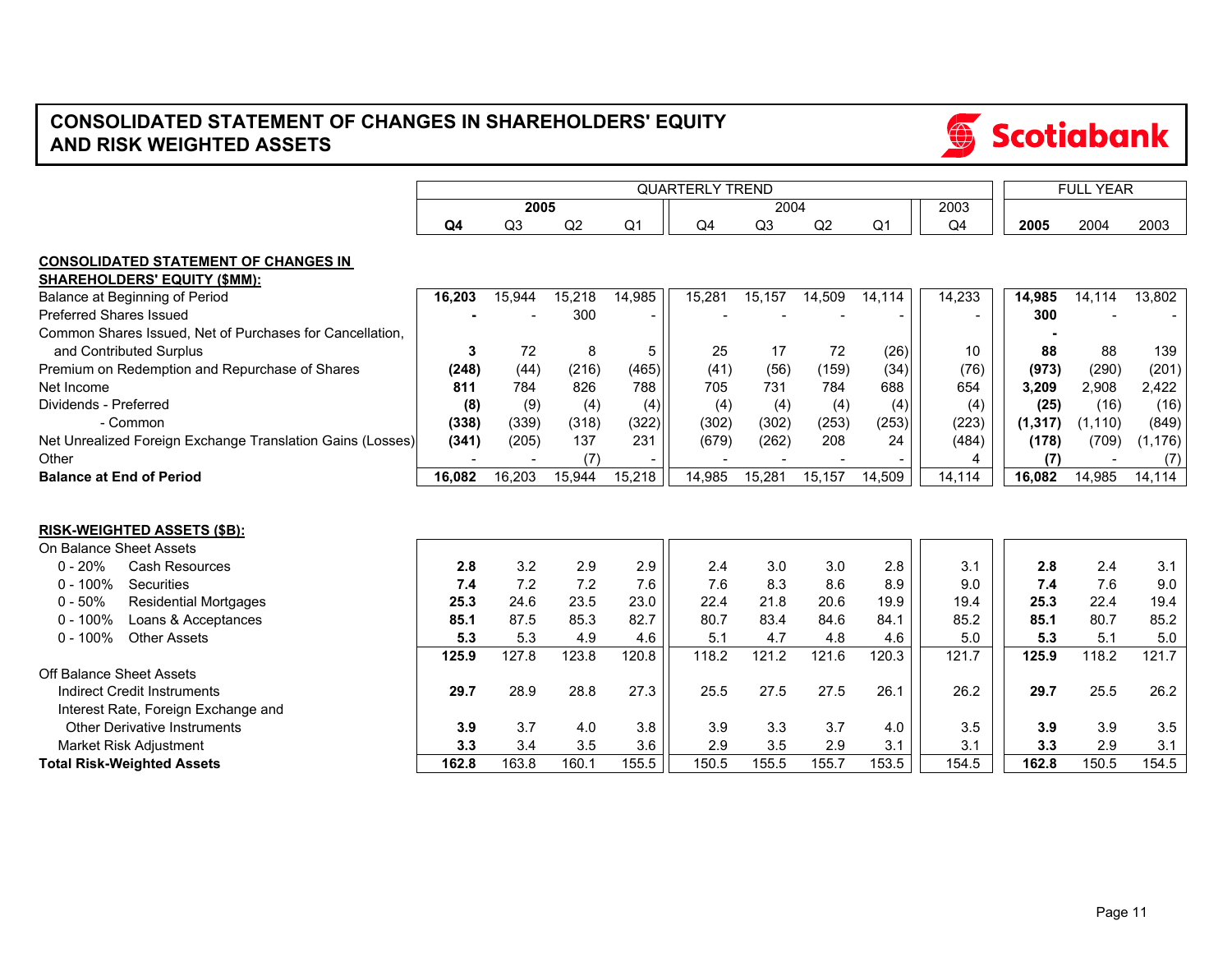# CONSOLIDATED STATEMENT OF CHANGES IN SHAREHOLDERS' EQUITY AND RISK WEIGHTED ASSETS

Scotiabank

| | QUARTERLY TREND | | | | | | | | | FULL YEAR | | |
|---|---|---|---|---|---|---|---|---|---|---|---|---|
| | **2005** | | | | 2004 | | | | 2003 | | | |
| | **Q4** | Q3 | Q2 | Q1 | Q4 | Q3 | Q2 | Q1 | Q4 | **2005** | 2004 | 2003 |
| **CONSOLIDATED STATEMENT OF CHANGES IN SHAREHOLDERS' EQUITY ($MM):** | | | | | | | | | | | | |
| Balance at Beginning of Period | **16,203** | 15,944 | 15,218 | 14,985 | 15,281 | 15,157 | 14,509 | 14,114 | 14,233 | **14,985** | 14,114 | 13,802 |
| Preferred Shares Issued | **-** | - | 300 | - | - | - | - | - | - | **300** | - | - |
| Common Shares Issued, Net of Purchases for Cancellation, and Contributed Surplus | **3** | 72 | 8 | 5 | 25 | 17 | 72 | (26) | 10 | **88** | 88 | 139 |
| Premium on Redemption and Repurchase of Shares | **(248)** | (44) | (216) | (465) | (41) | (56) | (159) | (34) | (76) | **(973)** | (290) | (201) |
| Net Income | **811** | 784 | 826 | 788 | 705 | 731 | 784 | 688 | 654 | **3,209** | 2,908 | 2,422 |
| Dividends - Preferred | **(8)** | (9) | (4) | (4) | (4) | (4) | (4) | (4) | (4) | **(25)** | (16) | (16) |
| - Common | **(338)** | (339) | (318) | (322) | (302) | (302) | (253) | (253) | (223) | **(1,317)** | (1,110) | (849) |
| Net Unrealized Foreign Exchange Translation Gains (Losses) | **(341)** | (205) | 137 | 231 | (679) | (262) | 208 | 24 | (484) | **(178)** | (709) | (1,176) |
| Other | - | - | (7) | - | - | - | - | - | 4 | **(7)** | - | (7) |
| **Balance at End of Period** | **16,082** | 16,203 | 15,944 | 15,218 | 14,985 | 15,281 | 15,157 | 14,509 | 14,114 | **16,082** | 14,985 | 14,114 |
| **RISK-WEIGHTED ASSETS ($B):** | | | | | | | | | | | | |
| On Balance Sheet Assets | | | | | | | | | | | | |
| 0 - 20% Cash Resources | **2.8** | 3.2 | 2.9 | 2.9 | 2.4 | 3.0 | 3.0 | 2.8 | 3.1 | **2.8** | 2.4 | 3.1 |
| 0 - 100% Securities | **7.4** | 7.2 | 7.2 | 7.6 | 7.6 | 8.3 | 8.6 | 8.9 | 9.0 | **7.4** | 7.6 | 9.0 |
| 0 - 50% Residential Mortgages | **25.3** | 24.6 | 23.5 | 23.0 | 22.4 | 21.8 | 20.6 | 19.9 | 19.4 | **25.3** | 22.4 | 19.4 |
| 0 - 100% Loans & Acceptances | **85.1** | 87.5 | 85.3 | 82.7 | 80.7 | 83.4 | 84.6 | 84.1 | 85.2 | **85.1** | 80.7 | 85.2 |
| 0 - 100% Other Assets | **5.3** | 5.3 | 4.9 | 4.6 | 5.1 | 4.7 | 4.8 | 4.6 | 5.0 | **5.3** | 5.1 | 5.0 |
| | **125.9** | 127.8 | 123.8 | 120.8 | 118.2 | 121.2 | 121.6 | 120.3 | 121.7 | **125.9** | 118.2 | 121.7 |
| Off Balance Sheet Assets | | | | | | | | | | | | |
| Indirect Credit Instruments | **29.7** | 28.9 | 28.8 | 27.3 | 25.5 | 27.5 | 27.5 | 26.1 | 26.2 | **29.7** | 25.5 | 26.2 |
| Interest Rate, Foreign Exchange and Other Derivative Instruments | **3.9** | 3.7 | 4.0 | 3.8 | 3.9 | 3.3 | 3.7 | 4.0 | 3.5 | **3.9** | 3.9 | 3.5 |
| Market Risk Adjustment | **3.3** | 3.4 | 3.5 | 3.6 | 2.9 | 3.5 | 2.9 | 3.1 | 3.1 | **3.3** | 2.9 | 3.1 |
| **Total Risk-Weighted Assets** | **162.8** | 163.8 | 160.1 | 155.5 | 150.5 | 155.5 | 155.7 | 153.5 | 154.5 | **162.8** | 150.5 | 154.5 |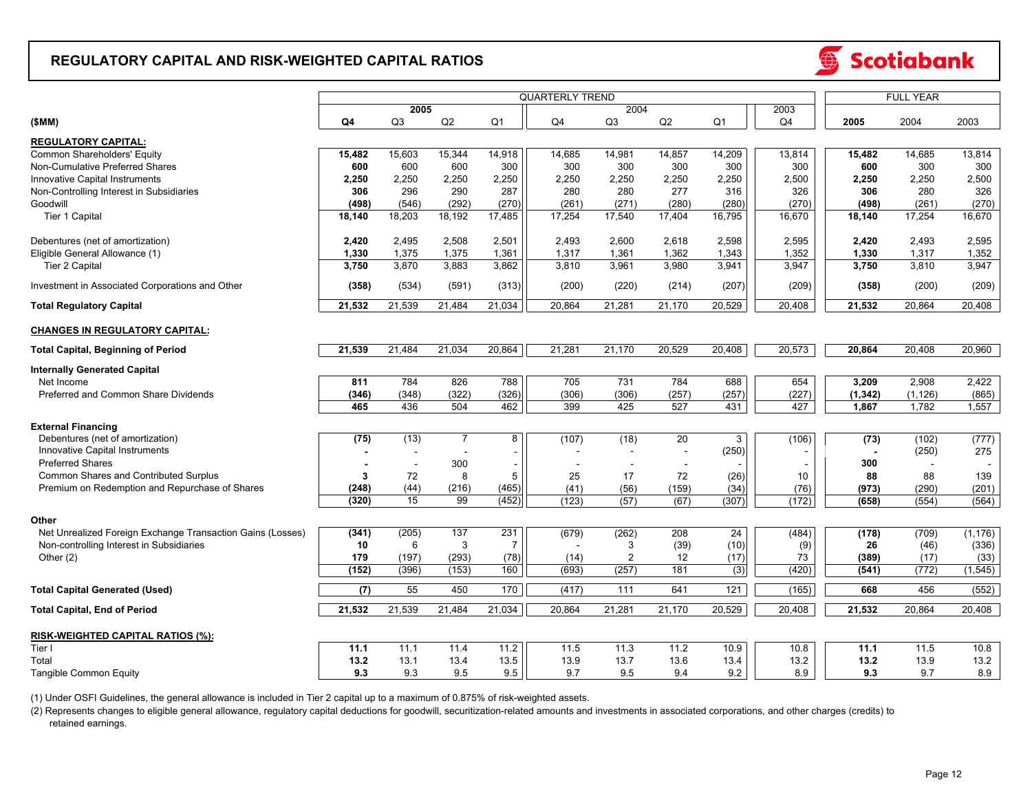## REGULATORY CAPITAL AND RISK-WEIGHTED CAPITAL RATIOS

| | QUARTERLY TREND | | | | | | | | | FULL YEAR | | |
|---|---|---|---|---|---|---|---|---|---|---|---|---|
| | 2005 | | | | 2004 | | | | 2003 | | | |
| ($MM) | **Q4** | Q3 | Q2 | Q1 | Q4 | Q3 | Q2 | Q1 | Q4 | **2005** | 2004 | 2003 |
| **REGULATORY CAPITAL:** | | | | | | | | | | | | |
| Common Shareholders' Equity | **15,482** | 15,603 | 15,344 | 14,918 | 14,685 | 14,981 | 14,857 | 14,209 | 13,814 | **15,482** | 14,685 | 13,814 |
| Non-Cumulative Preferred Shares | **600** | 600 | 600 | 300 | 300 | 300 | 300 | 300 | 300 | **600** | 300 | 300 |
| Innovative Capital Instruments | **2,250** | 2,250 | 2,250 | 2,250 | 2,250 | 2,250 | 2,250 | 2,250 | 2,500 | **2,250** | 2,250 | 2,500 |
| Non-Controlling Interest in Subsidiaries | **306** | 296 | 290 | 287 | 280 | 280 | 277 | 316 | 326 | **306** | 280 | 326 |
| Goodwill | **(498)** | (546) | (292) | (270) | (261) | (271) | (280) | (280) | (270) | **(498)** | (261) | (270) |
| Tier 1 Capital | **18,140** | 18,203 | 18,192 | 17,485 | 17,254 | 17,540 | 17,404 | 16,795 | 16,670 | **18,140** | 17,254 | 16,670 |
| Debentures (net of amortization) | **2,420** | 2,495 | 2,508 | 2,501 | 2,493 | 2,600 | 2,618 | 2,598 | 2,595 | **2,420** | 2,493 | 2,595 |
| Eligible General Allowance (1) | **1,330** | 1,375 | 1,375 | 1,361 | 1,317 | 1,361 | 1,362 | 1,343 | 1,352 | **1,330** | 1,317 | 1,352 |
| Tier 2 Capital | **3,750** | 3,870 | 3,883 | 3,862 | 3,810 | 3,961 | 3,980 | 3,941 | 3,947 | **3,750** | 3,810 | 3,947 |
| Investment in Associated Corporations and Other | **(358)** | (534) | (591) | (313) | (200) | (220) | (214) | (207) | (209) | **(358)** | (200) | (209) |
| **Total Regulatory Capital** | **21,532** | 21,539 | 21,484 | 21,034 | 20,864 | 21,281 | 21,170 | 20,529 | 20,408 | **21,532** | 20,864 | 20,408 |
| **CHANGES IN REGULATORY CAPITAL:** | | | | | | | | | | | | |
| **Total Capital, Beginning of Period** | **21,539** | 21,484 | 21,034 | 20,864 | 21,281 | 21,170 | 20,529 | 20,408 | 20,573 | **20,864** | 20,408 | 20,960 |
| **Internally Generated Capital** | | | | | | | | | | | | |
| Net Income | **811** | 784 | 826 | 788 | 705 | 731 | 784 | 688 | 654 | **3,209** | 2,908 | 2,422 |
| Preferred and Common Share Dividends | **(346)** | (348) | (322) | (326) | (306) | (306) | (257) | (257) | (227) | **(1,342)** | (1,126) | (865) |
| | **465** | 436 | 504 | 462 | 399 | 425 | 527 | 431 | 427 | **1,867** | 1,782 | 1,557 |
| **External Financing** | | | | | | | | | | | | |
| Debentures (net of amortization) | **(75)** | (13) | 7 | 8 | (107) | (18) | 20 | 3 | (106) | **(73)** | (102) | (777) |
| Innovative Capital Instruments | **-** | - | - | - | - | - | - | (250) | - | **-** | (250) | 275 |
| Preferred Shares | **-** | - | 300 | - | - | - | - | - | - | **300** | - | - |
| Common Shares and Contributed Surplus | **3** | 72 | 8 | 5 | 25 | 17 | 72 | (26) | 10 | **88** | 88 | 139 |
| Premium on Redemption and Repurchase of Shares | **(248)** | (44) | (216) | (465) | (41) | (56) | (159) | (34) | (76) | **(973)** | (290) | (201) |
| | **(320)** | 15 | 99 | (452) | (123) | (57) | (67) | (307) | (172) | **(658)** | (554) | (564) |
| **Other** | | | | | | | | | | | | |
| Net Unrealized Foreign Exchange Transaction Gains (Losses) | **(341)** | (205) | 137 | 231 | (679) | (262) | 208 | 24 | (484) | **(178)** | (709) | (1,176) |
| Non-controlling Interest in Subsidiaries | **10** | 6 | 3 | 7 | - | 3 | (39) | (10) | (9) | **26** | (46) | (336) |
| Other (2) | **179** | (197) | (293) | (78) | (14) | 2 | 12 | (17) | 73 | **(389)** | (17) | (33) |
| | **(152)** | (396) | (153) | 160 | (693) | (257) | 181 | (3) | (420) | **(541)** | (772) | (1,545) |
| **Total Capital Generated (Used)** | **(7)** | 55 | 450 | 170 | (417) | 111 | 641 | 121 | (165) | **668** | 456 | (552) |
| **Total Capital, End of Period** | **21,532** | 21,539 | 21,484 | 21,034 | 20,864 | 21,281 | 21,170 | 20,529 | 20,408 | **21,532** | 20,864 | 20,408 |
| **RISK-WEIGHTED CAPITAL RATIOS (%):** | | | | | | | | | | | | |
| Tier I | **11.1** | 11.1 | 11.4 | 11.2 | 11.5 | 11.3 | 11.2 | 10.9 | 10.8 | **11.1** | 11.5 | 10.8 |
| Total | **13.2** | 13.1 | 13.4 | 13.5 | 13.9 | 13.7 | 13.6 | 13.4 | 13.2 | **13.2** | 13.9 | 13.2 |
| Tangible Common Equity | **9.3** | 9.3 | 9.5 | 9.5 | 9.7 | 9.5 | 9.4 | 9.2 | 8.9 | **9.3** | 9.7 | 8.9 |

(1) Under OSFI Guidelines, the general allowance is included in Tier 2 capital up to a maximum of 0.875% of risk-weighted assets.

(2) Represents changes to eligible general allowance, regulatory capital deductions for goodwill, securitization-related amounts and investments in associated corporations, and other charges (credits) to retained earnings.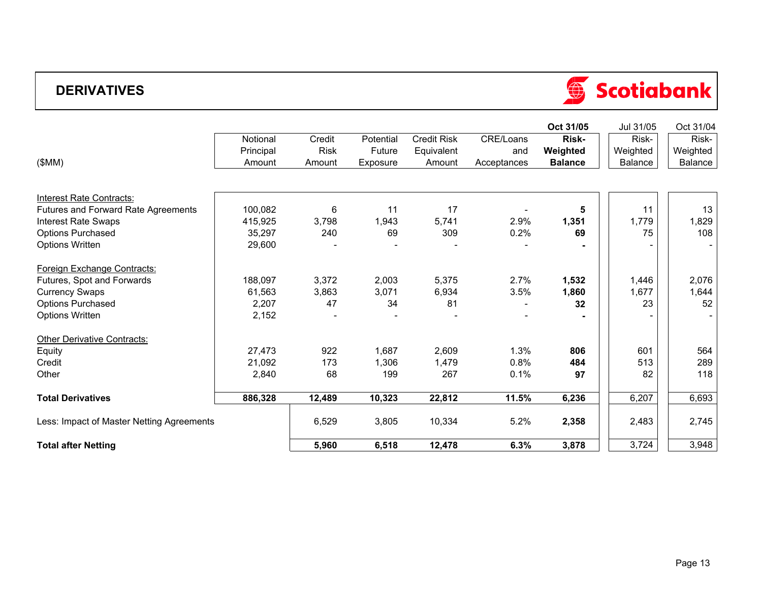# DERIVATIVES

Scotiabank

| ($MM) | Notional Principal Amount | Credit Risk Amount | Potential Future Exposure | Credit Risk Equivalent Amount | CRE/Loans and Acceptances | **Oct 31/05 Risk-Weighted Balance** | Jul 31/05 Risk-Weighted Balance | Oct 31/04 Risk-Weighted Balance |
|---|---|---|---|---|---|---|---|---|
| Interest Rate Contracts: | | | | | | | | |
| Futures and Forward Rate Agreements | 100,082 | 6 | 11 | 17 | - | **5** | 11 | 13 |
| Interest Rate Swaps | 415,925 | 3,798 | 1,943 | 5,741 | 2.9% | **1,351** | 1,779 | 1,829 |
| Options Purchased | 35,297 | 240 | 69 | 309 | 0.2% | **69** | 75 | 108 |
| Options Written | 29,600 | - | - | - | - | **-** | - | - |
| Foreign Exchange Contracts: | | | | | | | | |
| Futures, Spot and Forwards | 188,097 | 3,372 | 2,003 | 5,375 | 2.7% | **1,532** | 1,446 | 2,076 |
| Currency Swaps | 61,563 | 3,863 | 3,071 | 6,934 | 3.5% | **1,860** | 1,677 | 1,644 |
| Options Purchased | 2,207 | 47 | 34 | 81 | - | **32** | 23 | 52 |
| Options Written | 2,152 | - | - | - | - | **-** | - | - |
| Other Derivative Contracts: | | | | | | | | |
| Equity | 27,473 | 922 | 1,687 | 2,609 | 1.3% | **806** | 601 | 564 |
| Credit | 21,092 | 173 | 1,306 | 1,479 | 0.8% | **484** | 513 | 289 |
| Other | 2,840 | 68 | 199 | 267 | 0.1% | **97** | 82 | 118 |
| **Total Derivatives** | **886,328** | **12,489** | **10,323** | **22,812** | **11.5%** | **6,236** | 6,207 | 6,693 |
| Less: Impact of Master Netting Agreements | | 6,529 | 3,805 | 10,334 | 5.2% | **2,358** | 2,483 | 2,745 |
| **Total after Netting** | | **5,960** | **6,518** | **12,478** | **6.3%** | **3,878** | 3,724 | 3,948 |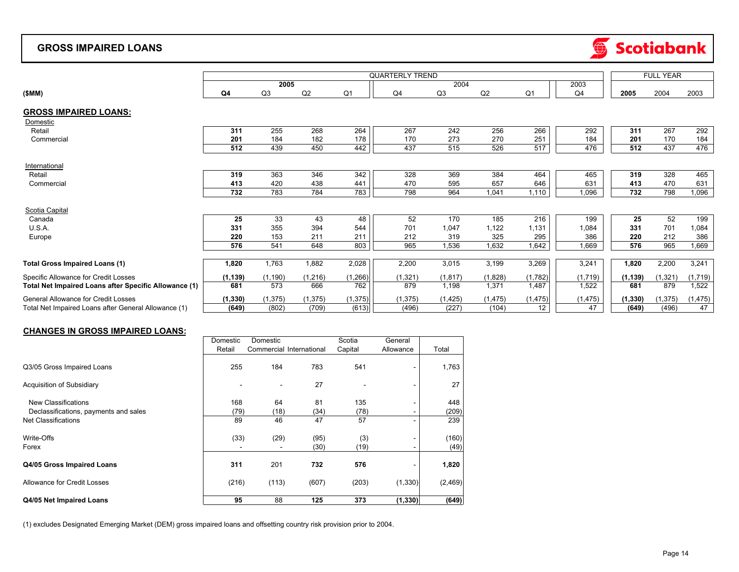# GROSS IMPAIRED LOANS

| ($MM) | QUARTERLY TREND 2005 Q4 | Q3 | Q2 | Q1 | 2004 Q4 | Q3 | Q2 | Q1 | 2003 Q4 | FULL YEAR 2005 | 2004 | 2003 |
|---|---|---|---|---|---|---|---|---|---|---|---|---|
| **GROSS IMPAIRED LOANS:** | | | | | | | | | | | | |
| Domestic | | | | | | | | | | | | |
| Retail | **311** | 255 | 268 | 264 | 267 | 242 | 256 | 266 | 292 | **311** | 267 | 292 |
| Commercial | **201** | 184 | 182 | 178 | 170 | 273 | 270 | 251 | 184 | **201** | 170 | 184 |
| | **512** | 439 | 450 | 442 | 437 | 515 | 526 | 517 | 476 | **512** | 437 | 476 |
| International | | | | | | | | | | | | |
| Retail | **319** | 363 | 346 | 342 | 328 | 369 | 384 | 464 | 465 | **319** | 328 | 465 |
| Commercial | **413** | 420 | 438 | 441 | 470 | 595 | 657 | 646 | 631 | **413** | 470 | 631 |
| | **732** | 783 | 784 | 783 | 798 | 964 | 1,041 | 1,110 | 1,096 | **732** | 798 | 1,096 |
| Scotia Capital | | | | | | | | | | | | |
| Canada | **25** | 33 | 43 | 48 | 52 | 170 | 185 | 216 | 199 | **25** | 52 | 199 |
| U.S.A. | **331** | 355 | 394 | 544 | 701 | 1,047 | 1,122 | 1,131 | 1,084 | **331** | 701 | 1,084 |
| Europe | **220** | 153 | 211 | 211 | 212 | 319 | 325 | 295 | 386 | **220** | 212 | 386 |
| | **576** | 541 | 648 | 803 | 965 | 1,536 | 1,632 | 1,642 | 1,669 | **576** | 965 | 1,669 |
| **Total Gross Impaired Loans (1)** | **1,820** | 1,763 | 1,882 | 2,028 | 2,200 | 3,015 | 3,199 | 3,269 | 3,241 | **1,820** | 2,200 | 3,241 |
| Specific Allowance for Credit Losses | **(1,139)** | (1,190) | (1,216) | (1,266) | (1,321) | (1,817) | (1,828) | (1,782) | (1,719) | **(1,139)** | (1,321) | (1,719) |
| **Total Net Impaired Loans after Specific Allowance (1)** | **681** | 573 | 666 | 762 | 879 | 1,198 | 1,371 | 1,487 | 1,522 | **681** | 879 | 1,522 |
| General Allowance for Credit Losses | **(1,330)** | (1,375) | (1,375) | (1,375) | (1,375) | (1,425) | (1,475) | (1,475) | (1,475) | **(1,330)** | (1,375) | (1,475) |
| Total Net Impaired Loans after General Allowance (1) | **(649)** | (802) | (709) | (613) | (496) | (227) | (104) | 12 | 47 | **(649)** | (496) | 47 |

## CHANGES IN GROSS IMPAIRED LOANS:

| | Domestic Retail | Domestic Commercial | International | Scotia Capital | General Allowance | Total |
|---|---|---|---|---|---|---|
| Q3/05 Gross Impaired Loans | 255 | 184 | 783 | 541 | - | 1,763 |
| Acquisition of Subsidiary | - | - | 27 | - | - | 27 |
| New Classifications | 168 | 64 | 81 | 135 | - | 448 |
| Declassifications, payments and sales | (79) | (18) | (34) | (78) | - | (209) |
| Net Classifications | 89 | 46 | 47 | 57 | - | 239 |
| Write-Offs | (33) | (29) | (95) | (3) | - | (160) |
| Forex | - | - | (30) | (19) | - | (49) |
| **Q4/05 Gross Impaired Loans** | **311** | 201 | **732** | **576** | - | **1,820** |
| Allowance for Credit Losses | (216) | (113) | (607) | (203) | (1,330) | (2,469) |
| **Q4/05 Net Impaired Loans** | **95** | 88 | **125** | **373** | **(1,330)** | **(649)** |

(1) excludes Designated Emerging Market (DEM) gross impaired loans and offsetting country risk provision prior to 2004.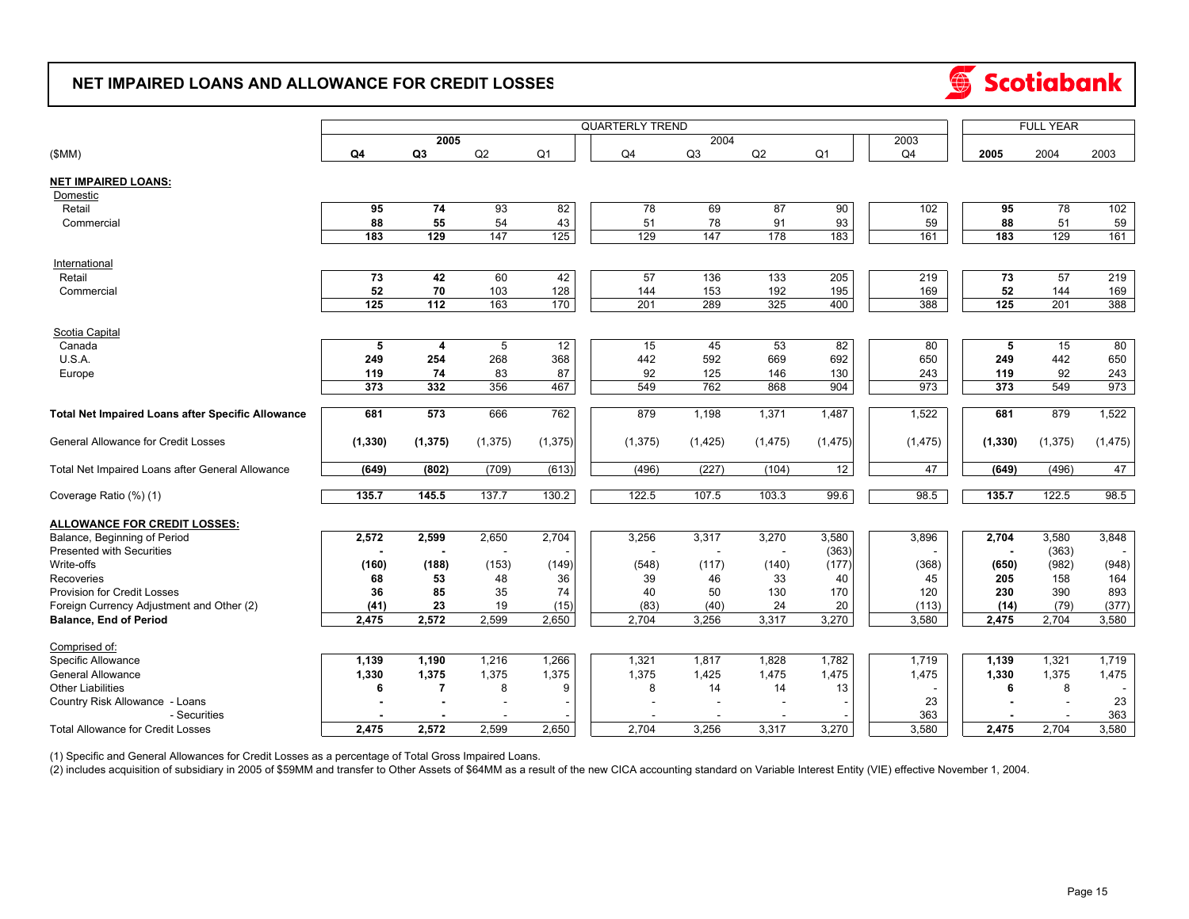## NET IMPAIRED LOANS AND ALLOWANCE FOR CREDIT LOSSES

| ($MM) | QUARTERLY TREND | | | | | | | | | FULL YEAR | | |
|---|---|---|---|---|---|---|---|---|---|---|---|---|
| | 2005 | | | | 2004 | | | | 2003 | | | |
| | **Q4** | **Q3** | Q2 | Q1 | Q4 | Q3 | Q2 | Q1 | Q4 | **2005** | 2004 | 2003 |
| **NET IMPAIRED LOANS:** | | | | | | | | | | | | |
| Domestic | | | | | | | | | | | | |
| Retail | **95** | **74** | 93 | 82 | 78 | 69 | 87 | 90 | 102 | **95** | 78 | 102 |
| Commercial | **88** | **55** | 54 | 43 | 51 | 78 | 91 | 93 | 59 | **88** | 51 | 59 |
| | **183** | **129** | 147 | 125 | 129 | 147 | 178 | 183 | 161 | **183** | 129 | 161 |
| International | | | | | | | | | | | | |
| Retail | **73** | **42** | 60 | 42 | 57 | 136 | 133 | 205 | 219 | **73** | 57 | 219 |
| Commercial | **52** | **70** | 103 | 128 | 144 | 153 | 192 | 195 | 169 | **52** | 144 | 169 |
| | **125** | **112** | 163 | 170 | 201 | 289 | 325 | 400 | 388 | **125** | 201 | 388 |
| Scotia Capital | | | | | | | | | | | | |
| Canada | **5** | **4** | 5 | 12 | 15 | 45 | 53 | 82 | 80 | **5** | 15 | 80 |
| U.S.A. | **249** | **254** | 268 | 368 | 442 | 592 | 669 | 692 | 650 | **249** | 442 | 650 |
| Europe | **119** | **74** | 83 | 87 | 92 | 125 | 146 | 130 | 243 | **119** | 92 | 243 |
| | **373** | **332** | 356 | 467 | 549 | 762 | 868 | 904 | 973 | **373** | 549 | 973 |
| **Total Net Impaired Loans after Specific Allowance** | **681** | **573** | 666 | 762 | 879 | 1,198 | 1,371 | 1,487 | 1,522 | **681** | 879 | 1,522 |
| General Allowance for Credit Losses | **(1,330)** | **(1,375)** | (1,375) | (1,375) | (1,375) | (1,425) | (1,475) | (1,475) | (1,475) | **(1,330)** | (1,375) | (1,475) |
| Total Net Impaired Loans after General Allowance | **(649)** | **(802)** | (709) | (613) | (496) | (227) | (104) | 12 | 47 | **(649)** | (496) | 47 |
| Coverage Ratio (%) (1) | **135.7** | **145.5** | 137.7 | 130.2 | 122.5 | 107.5 | 103.3 | 99.6 | 98.5 | **135.7** | 122.5 | 98.5 |
| **ALLOWANCE FOR CREDIT LOSSES:** | | | | | | | | | | | | |
| Balance, Beginning of Period | **2,572** | **2,599** | 2,650 | 2,704 | 3,256 | 3,317 | 3,270 | 3,580 | 3,896 | **2,704** | 3,580 | 3,848 |
| Presented with Securities | **-** | **-** | - | - | - | - | - | (363) | - | **-** | (363) | - |
| Write-offs | **(160)** | **(188)** | (153) | (149) | (548) | (117) | (140) | (177) | (368) | **(650)** | (982) | (948) |
| Recoveries | **68** | **53** | 48 | 36 | 39 | 46 | 33 | 40 | 45 | **205** | 158 | 164 |
| Provision for Credit Losses | **36** | **85** | 35 | 74 | 40 | 50 | 130 | 170 | 120 | **230** | 390 | 893 |
| Foreign Currency Adjustment and Other (2) | **(41)** | **23** | 19 | (15) | (83) | (40) | 24 | 20 | (113) | **(14)** | (79) | (377) |
| **Balance, End of Period** | **2,475** | **2,572** | 2,599 | 2,650 | 2,704 | 3,256 | 3,317 | 3,270 | 3,580 | **2,475** | 2,704 | 3,580 |
| Comprised of: | | | | | | | | | | | | |
| Specific Allowance | **1,139** | **1,190** | 1,216 | 1,266 | 1,321 | 1,817 | 1,828 | 1,782 | 1,719 | **1,139** | 1,321 | 1,719 |
| General Allowance | **1,330** | **1,375** | 1,375 | 1,375 | 1,375 | 1,425 | 1,475 | 1,475 | 1,475 | **1,330** | 1,375 | 1,475 |
| Other Liabilities | **6** | **7** | 8 | 9 | 8 | 14 | 14 | 13 | - | **6** | 8 | - |
| Country Risk Allowance - Loans | **-** | **-** | - | - | - | - | - | - | 23 | **-** | - | 23 |
| - Securities | **-** | **-** | - | - | - | - | - | - | 363 | **-** | - | 363 |
| Total Allowance for Credit Losses | **2,475** | **2,572** | 2,599 | 2,650 | 2,704 | 3,256 | 3,317 | 3,270 | 3,580 | **2,475** | 2,704 | 3,580 |

(1) Specific and General Allowances for Credit Losses as a percentage of Total Gross Impaired Loans.

(2) includes acquisition of subsidiary in 2005 of $59MM and transfer to Other Assets of $64MM as a result of the new CICA accounting standard on Variable Interest Entity (VIE) effective November 1, 2004.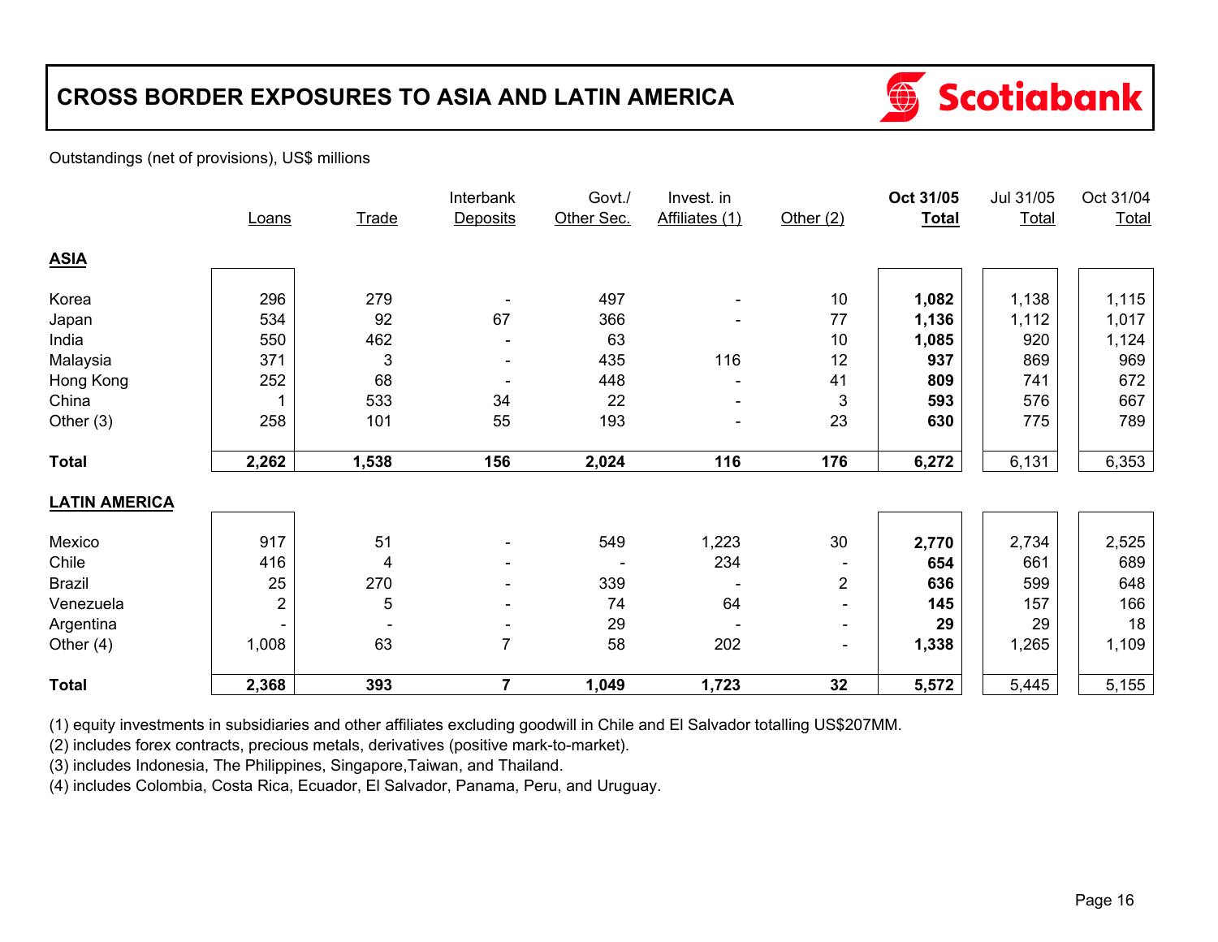# CROSS BORDER EXPOSURES TO ASIA AND LATIN AMERICA

Scotiabank

Outstandings (net of provisions), US$ millions

| | Loans | Trade | Interbank Deposits | Govt./ Other Sec. | Invest. in Affiliates (1) | Other (2) | **Oct 31/05 Total** | Jul 31/05 Total | Oct 31/04 Total |
|---|---|---|---|---|---|---|---|---|---|
| **ASIA** | | | | | | | | | |
| Korea | 296 | 279 | - | 497 | - | 10 | **1,082** | 1,138 | 1,115 |
| Japan | 534 | 92 | 67 | 366 | - | 77 | **1,136** | 1,112 | 1,017 |
| India | 550 | 462 | - | 63 | | 10 | **1,085** | 920 | 1,124 |
| Malaysia | 371 | 3 | - | 435 | 116 | 12 | **937** | 869 | 969 |
| Hong Kong | 252 | 68 | - | 448 | - | 41 | **809** | 741 | 672 |
| China | 1 | 533 | 34 | 22 | - | 3 | **593** | 576 | 667 |
| Other (3) | 258 | 101 | 55 | 193 | - | 23 | **630** | 775 | 789 |
| **Total** | **2,262** | **1,538** | **156** | **2,024** | **116** | **176** | **6,272** | 6,131 | 6,353 |
| **LATIN AMERICA** | | | | | | | | | |
| Mexico | 917 | 51 | - | 549 | 1,223 | 30 | **2,770** | 2,734 | 2,525 |
| Chile | 416 | 4 | - | - | 234 | - | **654** | 661 | 689 |
| Brazil | 25 | 270 | - | 339 | - | 2 | **636** | 599 | 648 |
| Venezuela | 2 | 5 | - | 74 | 64 | - | **145** | 157 | 166 |
| Argentina | - | - | - | 29 | - | - | **29** | 29 | 18 |
| Other (4) | 1,008 | 63 | 7 | 58 | 202 | - | **1,338** | 1,265 | 1,109 |
| **Total** | **2,368** | **393** | **7** | **1,049** | **1,723** | **32** | **5,572** | 5,445 | 5,155 |

(1) equity investments in subsidiaries and other affiliates excluding goodwill in Chile and El Salvador totalling US$207MM.
(2) includes forex contracts, precious metals, derivatives (positive mark-to-market).
(3) includes Indonesia, The Philippines, Singapore,Taiwan, and Thailand.
(4) includes Colombia, Costa Rica, Ecuador, El Salvador, Panama, Peru, and Uruguay.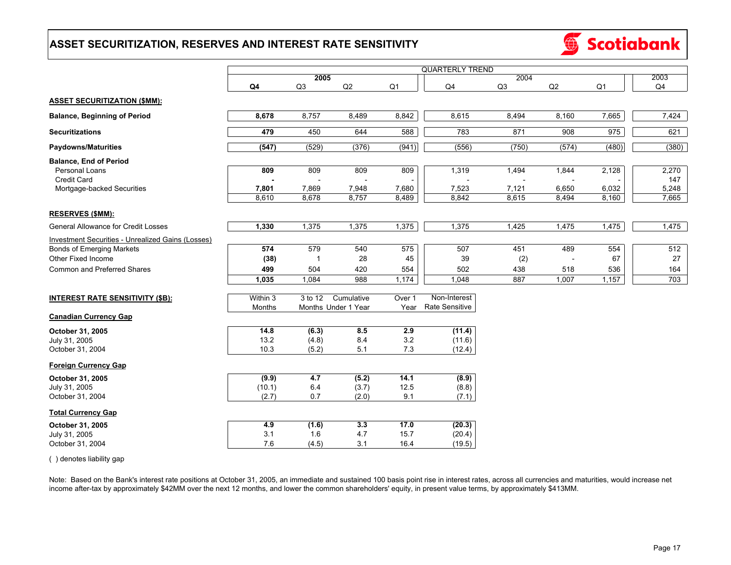# ASSET SECURITIZATION, RESERVES AND INTEREST RATE SENSITIVITY

Scotiabank

| | QUARTERLY TREND | | | | | | | | |
|---|---|---|---|---|---|---|---|---|---|
| | 2005 | | | | 2004 | | | | 2003 |
| | **Q4** | Q3 | Q2 | Q1 | Q4 | Q3 | Q2 | Q1 | Q4 |
| **ASSET SECURITIZATION ($MM):** | | | | | | | | | |
| **Balance, Beginning of Period** | **8,678** | 8,757 | 8,489 | 8,842 | 8,615 | 8,494 | 8,160 | 7,665 | 7,424 |
| **Securitizations** | **479** | 450 | 644 | 588 | 783 | 871 | 908 | 975 | 621 |
| **Paydowns/Maturities** | **(547)** | (529) | (376) | (941) | (556) | (750) | (574) | (480) | (380) |
| **Balance, End of Period** | | | | | | | | | |
| Personal Loans | **809** | 809 | 809 | 809 | 1,319 | 1,494 | 1,844 | 2,128 | 2,270 |
| Credit Card | **-** | - | - | - | - | - | - | - | 147 |
| Mortgage-backed Securities | **7,801** | 7,869 | 7,948 | 7,680 | 7,523 | 7,121 | 6,650 | 6,032 | 5,248 |
| | 8,610 | 8,678 | 8,757 | 8,489 | 8,842 | 8,615 | 8,494 | 8,160 | 7,665 |
| **RESERVES ($MM):** | | | | | | | | | |
| General Allowance for Credit Losses | **1,330** | 1,375 | 1,375 | 1,375 | 1,375 | 1,425 | 1,475 | 1,475 | 1,475 |
| Investment Securities - Unrealized Gains (Losses) | | | | | | | | | |
| Bonds of Emerging Markets | **574** | 579 | 540 | 575 | 507 | 451 | 489 | 554 | 512 |
| Other Fixed Income | **(38)** | 1 | 28 | 45 | 39 | (2) | - | 67 | 27 |
| Common and Preferred Shares | **499** | 504 | 420 | 554 | 502 | 438 | 518 | 536 | 164 |
| | **1,035** | 1,084 | 988 | 1,174 | 1,048 | 887 | 1,007 | 1,157 | 703 |

| **INTEREST RATE SENSITIVITY ($B):** | Within 3 Months | 3 to 12 Months | Cumulative Under 1 Year | Over 1 Year | Non-Interest Rate Sensitive |
|---|---|---|---|---|---|
| **Canadian Currency Gap** | | | | | |
| **October 31, 2005** | **14.8** | **(6.3)** | **8.5** | **2.9** | **(11.4)** |
| July 31, 2005 | 13.2 | (4.8) | 8.4 | 3.2 | (11.6) |
| October 31, 2004 | 10.3 | (5.2) | 5.1 | 7.3 | (12.4) |
| **Foreign Currency Gap** | | | | | |
| **October 31, 2005** | **(9.9)** | **4.7** | **(5.2)** | **14.1** | **(8.9)** |
| July 31, 2005 | (10.1) | 6.4 | (3.7) | 12.5 | (8.8) |
| October 31, 2004 | (2.7) | 0.7 | (2.0) | 9.1 | (7.1) |
| **Total Currency Gap** | | | | | |
| **October 31, 2005** | **4.9** | **(1.6)** | **3.3** | **17.0** | **(20.3)** |
| July 31, 2005 | 3.1 | 1.6 | 4.7 | 15.7 | (20.4) |
| October 31, 2004 | 7.6 | (4.5) | 3.1 | 16.4 | (19.5) |

( ) denotes liability gap

Note: Based on the Bank's interest rate positions at October 31, 2005, an immediate and sustained 100 basis point rise in interest rates, across all currencies and maturities, would increase net income after-tax by approximately $42MM over the next 12 months, and lower the common shareholders' equity, in present value terms, by approximately $413MM.